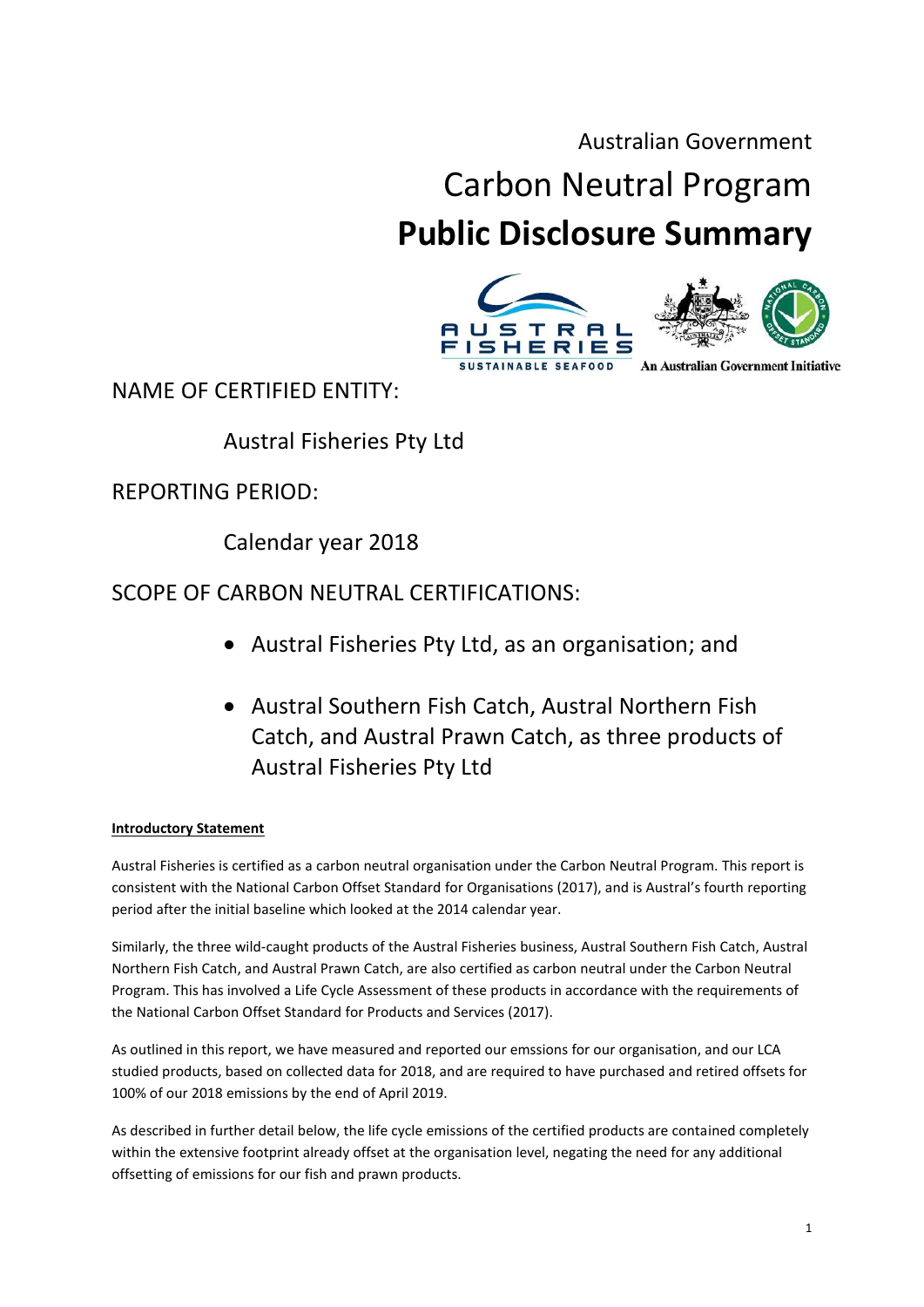Australian Government

# Carbon Neutral Program

# Public Disclosure Summary

An Australian Government Initiative

## NAME OF CERTIFIED ENTITY:

Austral Fisheries Pty Ltd

## REPORTING PERIOD:

Calendar year 2018

## SCOPE OF CARBON NEUTRAL CERTIFICATIONS:

- Austral Fisheries Pty Ltd, as an organisation; and
- Austral Southern Fish Catch, Austral Northern Fish Catch, and Austral Prawn Catch, as three products of Austral Fisheries Pty Ltd

**Introductory Statement**

Austral Fisheries is certified as a carbon neutral organisation under the Carbon Neutral Program. This report is consistent with the National Carbon Offset Standard for Organisations (2017), and is Austral's fourth reporting period after the initial baseline which looked at the 2014 calendar year.

Similarly, the three wild-caught products of the Austral Fisheries business, Austral Southern Fish Catch, Austral Northern Fish Catch, and Austral Prawn Catch, are also certified as carbon neutral under the Carbon Neutral Program. This has involved a Life Cycle Assessment of these products in accordance with the requirements of the National Carbon Offset Standard for Products and Services (2017).

As outlined in this report, we have measured and reported our emssions for our organisation, and our LCA studied products, based on collected data for 2018, and are required to have purchased and retired offsets for 100% of our 2018 emissions by the end of April 2019.

As described in further detail below, the life cycle emissions of the certified products are contained completely within the extensive footprint already offset at the organisation level, negating the need for any additional offsetting of emissions for our fish and prawn products.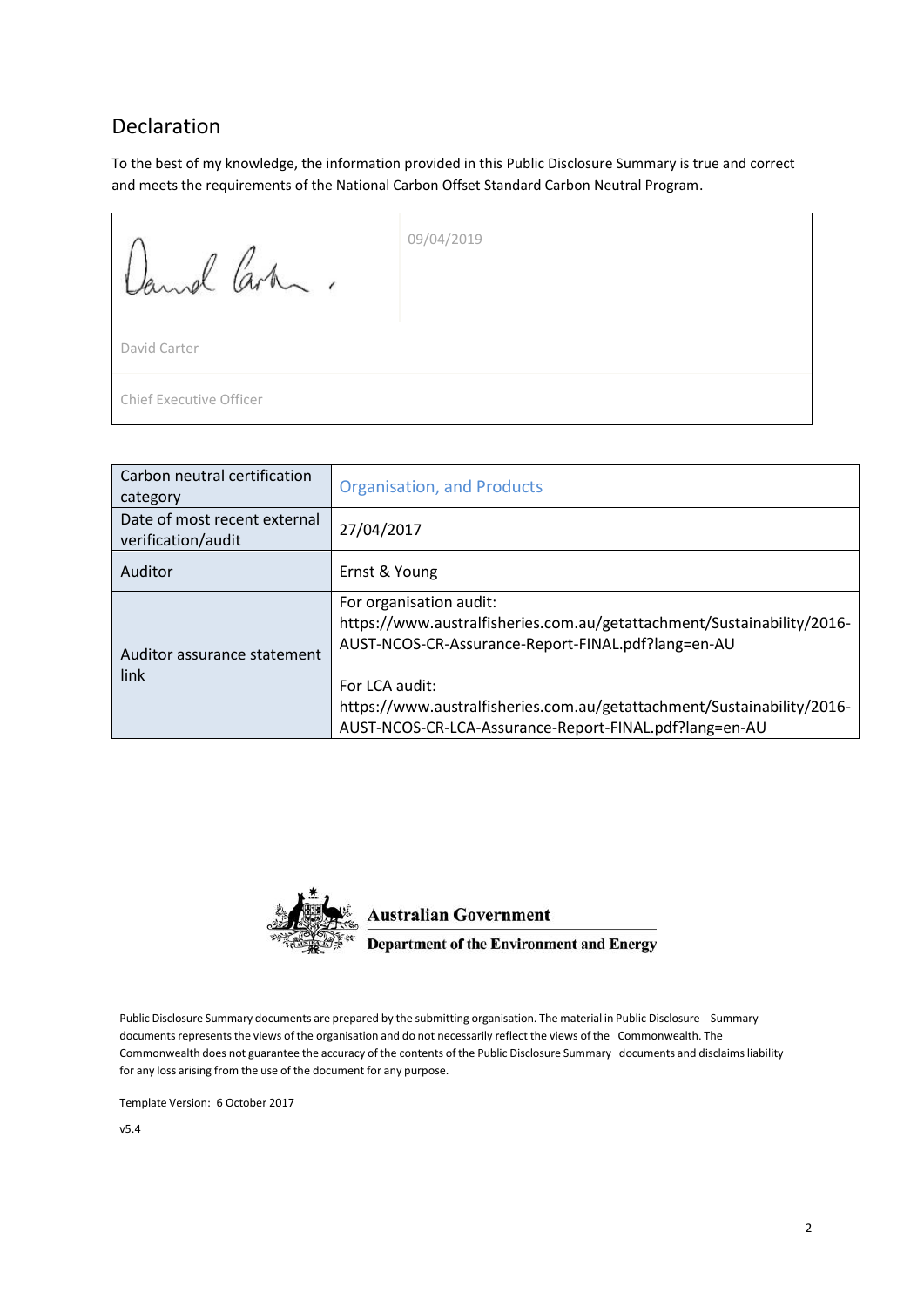## Declaration

To the best of my knowledge, the information provided in this Public Disclosure Summary is true and correct and meets the requirements of the National Carbon Offset Standard Carbon Neutral Program.

| | |
|---|---|
| | 09/04/2019 |
| David Carter | |
| Chief Executive Officer | |

| | |
|---|---|
| Carbon neutral certification category | Organisation, and Products |
| Date of most recent external verification/audit | 27/04/2017 |
| Auditor | Ernst & Young |
| Auditor assurance statement link | For organisation audit: https://www.australfisheries.com.au/getattachment/Sustainability/2016-AUST-NCOS-CR-Assurance-Report-FINAL.pdf?lang=en-AU<br><br>For LCA audit: https://www.australfisheries.com.au/getattachment/Sustainability/2016-AUST-NCOS-CR-LCA-Assurance-Report-FINAL.pdf?lang=en-AU |

Australian Government
Department of the Environment and Energy

Public Disclosure Summary documents are prepared by the submitting organisation. The material in Public Disclosure Summary documents represents the views of the organisation and do not necessarily reflect the views of the Commonwealth. The Commonwealth does not guarantee the accuracy of the contents of the Public Disclosure Summary documents and disclaims liability for any loss arising from the use of the document for any purpose.

Template Version: 6 October 2017

v5.4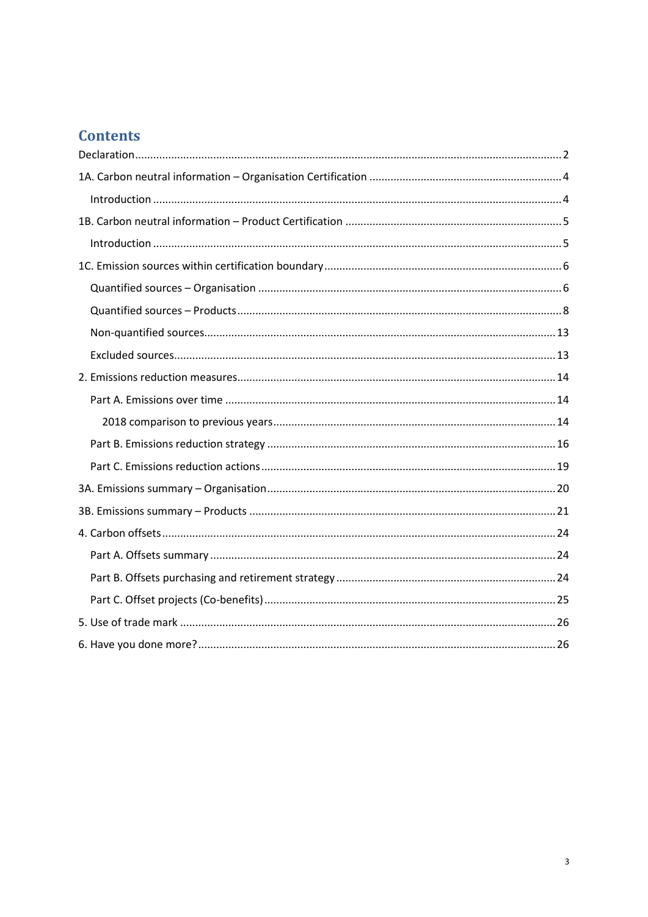# Contents

Declaration ..... 2

1A. Carbon neutral information – Organisation Certification ..... 4

- Introduction ..... 4

1B. Carbon neutral information – Product Certification ..... 5

- Introduction ..... 5

1C. Emission sources within certification boundary ..... 6

- Quantified sources – Organisation ..... 6
- Quantified sources – Products ..... 8
- Non-quantified sources ..... 13
- Excluded sources ..... 13

2. Emissions reduction measures ..... 14

- Part A. Emissions over time ..... 14
  - 2018 comparison to previous years ..... 14
- Part B. Emissions reduction strategy ..... 16
- Part C. Emissions reduction actions ..... 19

3A. Emissions summary – Organisation ..... 20

3B. Emissions summary – Products ..... 21

4. Carbon offsets ..... 24

- Part A. Offsets summary ..... 24
- Part B. Offsets purchasing and retirement strategy ..... 24
- Part C. Offset projects (Co-benefits) ..... 25

5. Use of trade mark ..... 26

6. Have you done more? ..... 26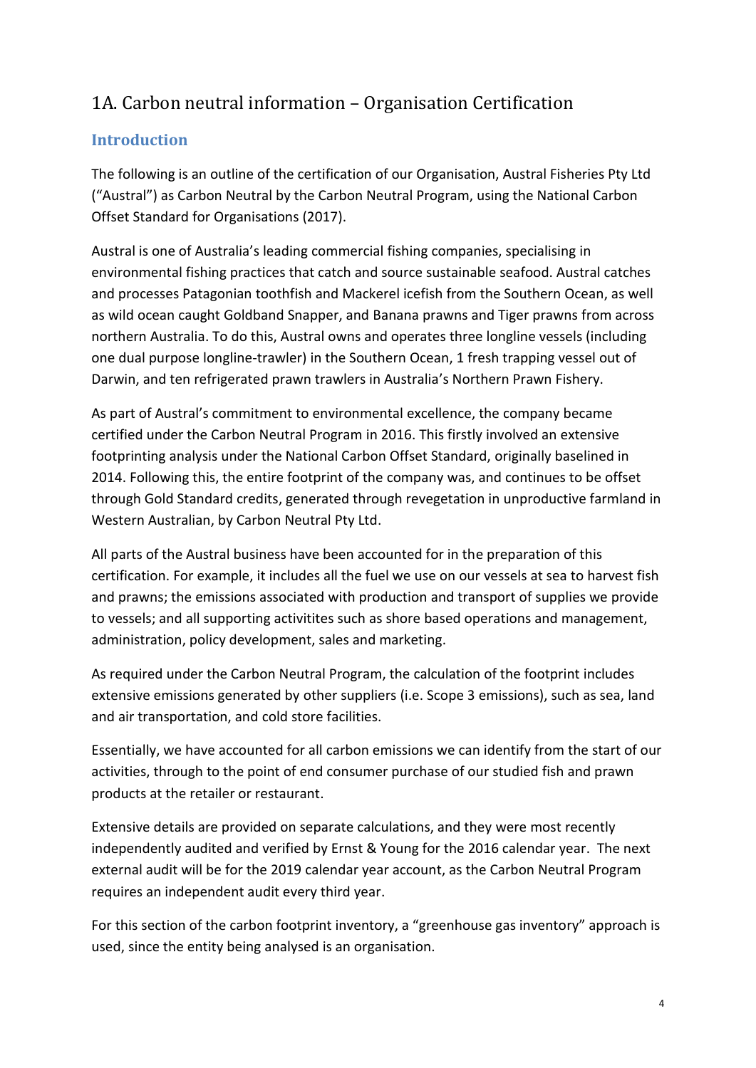## 1A. Carbon neutral information – Organisation Certification

### Introduction

The following is an outline of the certification of our Organisation, Austral Fisheries Pty Ltd ("Austral") as Carbon Neutral by the Carbon Neutral Program, using the National Carbon Offset Standard for Organisations (2017).

Austral is one of Australia's leading commercial fishing companies, specialising in environmental fishing practices that catch and source sustainable seafood. Austral catches and processes Patagonian toothfish and Mackerel icefish from the Southern Ocean, as well as wild ocean caught Goldband Snapper, and Banana prawns and Tiger prawns from across northern Australia. To do this, Austral owns and operates three longline vessels (including one dual purpose longline-trawler) in the Southern Ocean, 1 fresh trapping vessel out of Darwin, and ten refrigerated prawn trawlers in Australia's Northern Prawn Fishery.

As part of Austral's commitment to environmental excellence, the company became certified under the Carbon Neutral Program in 2016. This firstly involved an extensive footprinting analysis under the National Carbon Offset Standard, originally baselined in 2014. Following this, the entire footprint of the company was, and continues to be offset through Gold Standard credits, generated through revegetation in unproductive farmland in Western Australian, by Carbon Neutral Pty Ltd.

All parts of the Austral business have been accounted for in the preparation of this certification. For example, it includes all the fuel we use on our vessels at sea to harvest fish and prawns; the emissions associated with production and transport of supplies we provide to vessels; and all supporting activitites such as shore based operations and management, administration, policy development, sales and marketing.

As required under the Carbon Neutral Program, the calculation of the footprint includes extensive emissions generated by other suppliers (i.e. Scope 3 emissions), such as sea, land and air transportation, and cold store facilities.

Essentially, we have accounted for all carbon emissions we can identify from the start of our activities, through to the point of end consumer purchase of our studied fish and prawn products at the retailer or restaurant.

Extensive details are provided on separate calculations, and they were most recently independently audited and verified by Ernst & Young for the 2016 calendar year. The next external audit will be for the 2019 calendar year account, as the Carbon Neutral Program requires an independent audit every third year.

For this section of the carbon footprint inventory, a "greenhouse gas inventory" approach is used, since the entity being analysed is an organisation.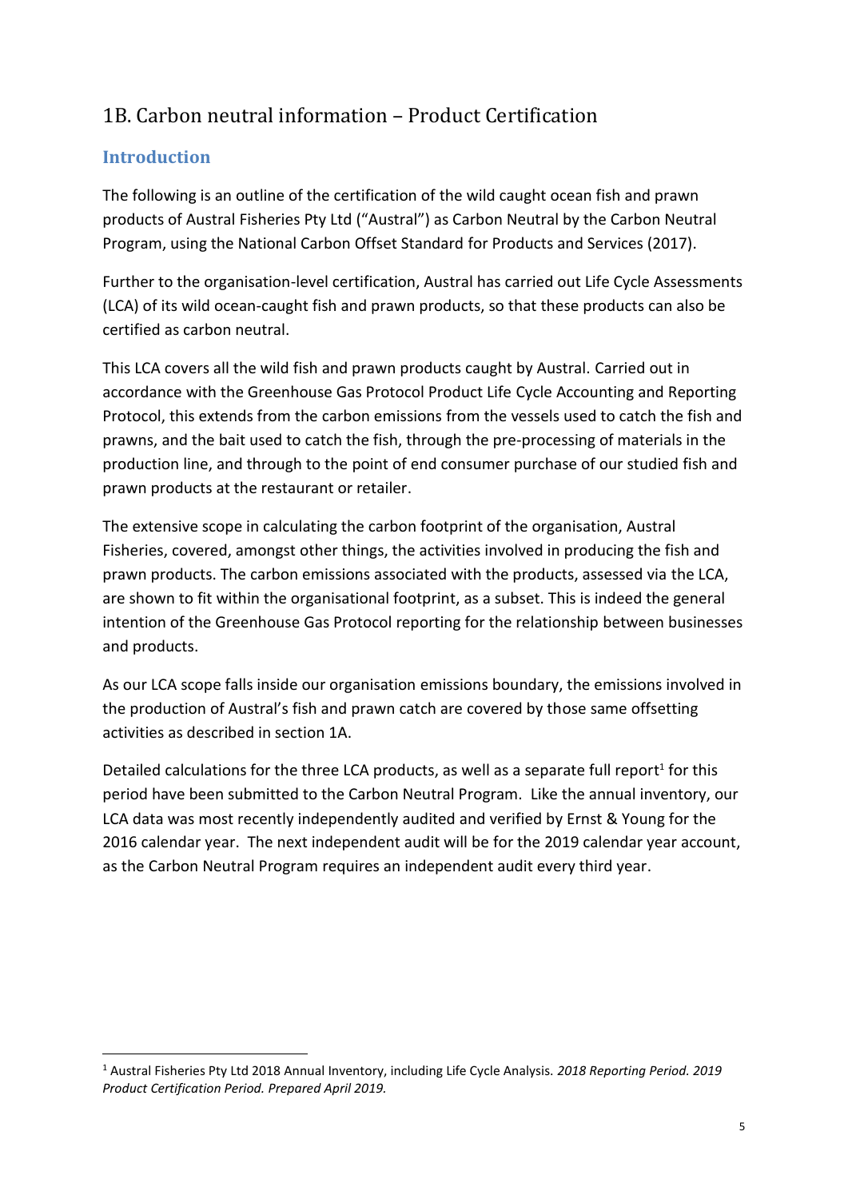## 1B. Carbon neutral information – Product Certification

### Introduction

The following is an outline of the certification of the wild caught ocean fish and prawn products of Austral Fisheries Pty Ltd ("Austral") as Carbon Neutral by the Carbon Neutral Program, using the National Carbon Offset Standard for Products and Services (2017).

Further to the organisation-level certification, Austral has carried out Life Cycle Assessments (LCA) of its wild ocean-caught fish and prawn products, so that these products can also be certified as carbon neutral.

This LCA covers all the wild fish and prawn products caught by Austral. Carried out in accordance with the Greenhouse Gas Protocol Product Life Cycle Accounting and Reporting Protocol, this extends from the carbon emissions from the vessels used to catch the fish and prawns, and the bait used to catch the fish, through the pre-processing of materials in the production line, and through to the point of end consumer purchase of our studied fish and prawn products at the restaurant or retailer.

The extensive scope in calculating the carbon footprint of the organisation, Austral Fisheries, covered, amongst other things, the activities involved in producing the fish and prawn products. The carbon emissions associated with the products, assessed via the LCA, are shown to fit within the organisational footprint, as a subset. This is indeed the general intention of the Greenhouse Gas Protocol reporting for the relationship between businesses and products.

As our LCA scope falls inside our organisation emissions boundary, the emissions involved in the production of Austral's fish and prawn catch are covered by those same offsetting activities as described in section 1A.

Detailed calculations for the three LCA products, as well as a separate full report[1] for this period have been submitted to the Carbon Neutral Program. Like the annual inventory, our LCA data was most recently independently audited and verified by Ernst & Young for the 2016 calendar year. The next independent audit will be for the 2019 calendar year account, as the Carbon Neutral Program requires an independent audit every third year.

---

[1] Austral Fisheries Pty Ltd 2018 Annual Inventory, including Life Cycle Analysis. *2018 Reporting Period. 2019 Product Certification Period. Prepared April 2019.*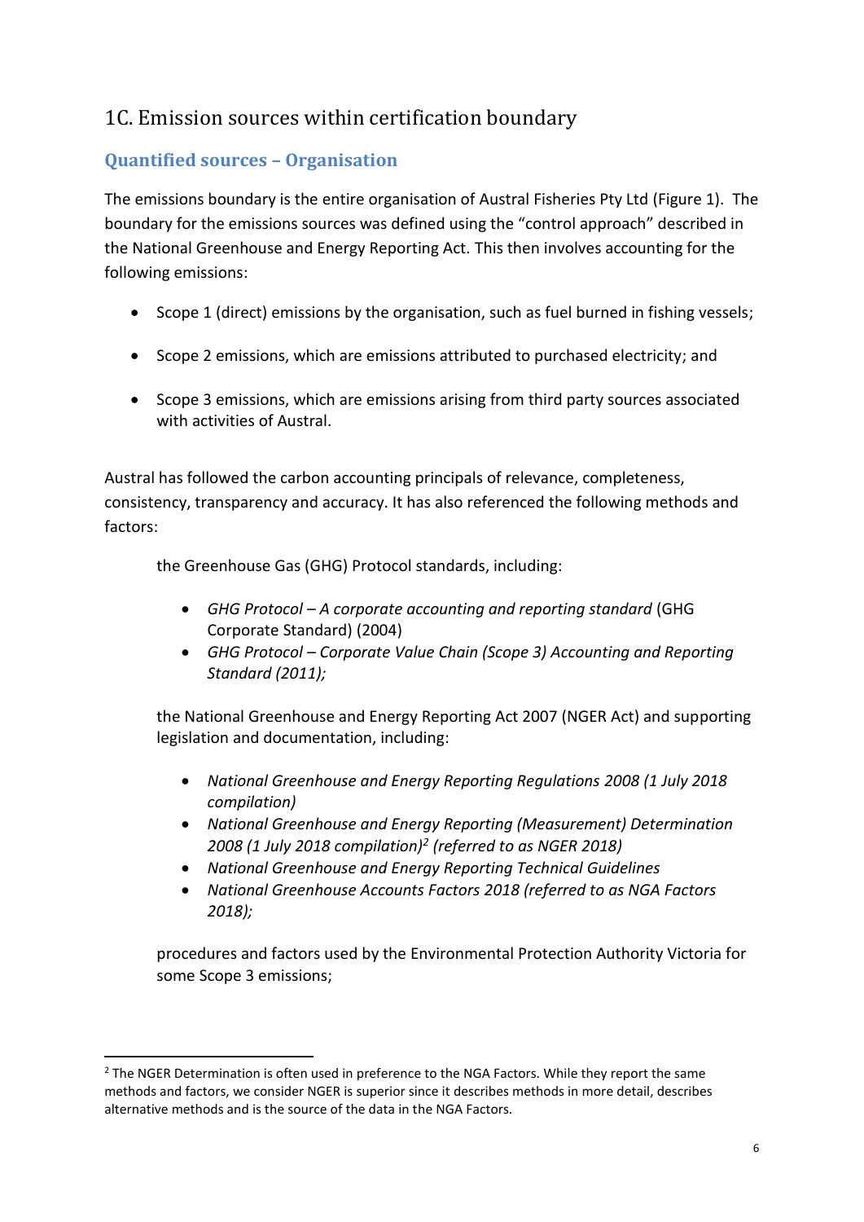## 1C. Emission sources within certification boundary

### Quantified sources – Organisation

The emissions boundary is the entire organisation of Austral Fisheries Pty Ltd (Figure 1). The boundary for the emissions sources was defined using the "control approach" described in the National Greenhouse and Energy Reporting Act. This then involves accounting for the following emissions:

- Scope 1 (direct) emissions by the organisation, such as fuel burned in fishing vessels;
- Scope 2 emissions, which are emissions attributed to purchased electricity; and
- Scope 3 emissions, which are emissions arising from third party sources associated with activities of Austral.

Austral has followed the carbon accounting principals of relevance, completeness, consistency, transparency and accuracy. It has also referenced the following methods and factors:

the Greenhouse Gas (GHG) Protocol standards, including:

- *GHG Protocol – A corporate accounting and reporting standard* (GHG Corporate Standard) (2004)
- *GHG Protocol – Corporate Value Chain (Scope 3) Accounting and Reporting Standard (2011);*

the National Greenhouse and Energy Reporting Act 2007 (NGER Act) and supporting legislation and documentation, including:

- *National Greenhouse and Energy Reporting Regulations 2008 (1 July 2018 compilation)*
- *National Greenhouse and Energy Reporting (Measurement) Determination 2008 (1 July 2018 compilation)*[2] *(referred to as NGER 2018)*
- *National Greenhouse and Energy Reporting Technical Guidelines*
- *National Greenhouse Accounts Factors 2018 (referred to as NGA Factors 2018);*

procedures and factors used by the Environmental Protection Authority Victoria for some Scope 3 emissions;

[2] The NGER Determination is often used in preference to the NGA Factors. While they report the same methods and factors, we consider NGER is superior since it describes methods in more detail, describes alternative methods and is the source of the data in the NGA Factors.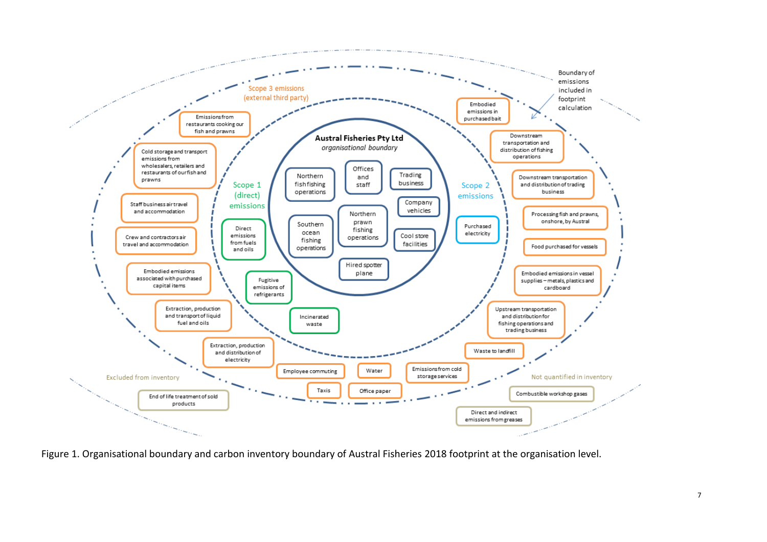**Austral Fisheries Pty Ltd**
*organisational boundary*

- Northern fish fishing operations
- Offices and staff
- Trading business
- Company vehicles
- Southern ocean fishing operations
- Northern prawn fishing operations
- Cool store facilities
- Hired spotter plane

**Scope 1 (direct) emissions**

- Direct emissions from fuels and oils
- Fugitive emissions of refrigerants
- Incinerated waste

**Scope 2 emissions**

- Purchased electricity

**Scope 3 emissions (external third party)**

- Embodied emissions in purchased bait
- Downstream transportation and distribution of fishing operations
- Downstream transportation and distribution of trading business
- Processing fish and prawns, onshore, by Austral
- Food purchased for vessels
- Embodied emissions in vessel supplies – metals, plastics and cardboard
- Upstream transportation and distribution for fishing operations and trading business
- Waste to landfill
- Emissions from cold storage services
- Water
- Office paper
- Taxis
- Employee commuting
- Extraction, production and distribution of electricity
- Extraction, production and transport of liquid fuel and oils
- Embodied emissions associated with purchased capital items
- Crew and contractors air travel and accommodation
- Staff business air travel and accommodation
- Cold storage and transport emissions from wholesalers, retailers and restaurants of our fish and prawns
- Emissions from restaurants cooking our fish and prawns

Boundary of emissions included in footprint calculation

**Excluded from inventory**

- End of life treatment of sold products

**Not quantified in inventory**

- Combustible workshop gases
- Direct and indirect emissions from greases

Figure 1. Organisational boundary and carbon inventory boundary of Austral Fisheries 2018 footprint at the organisation level.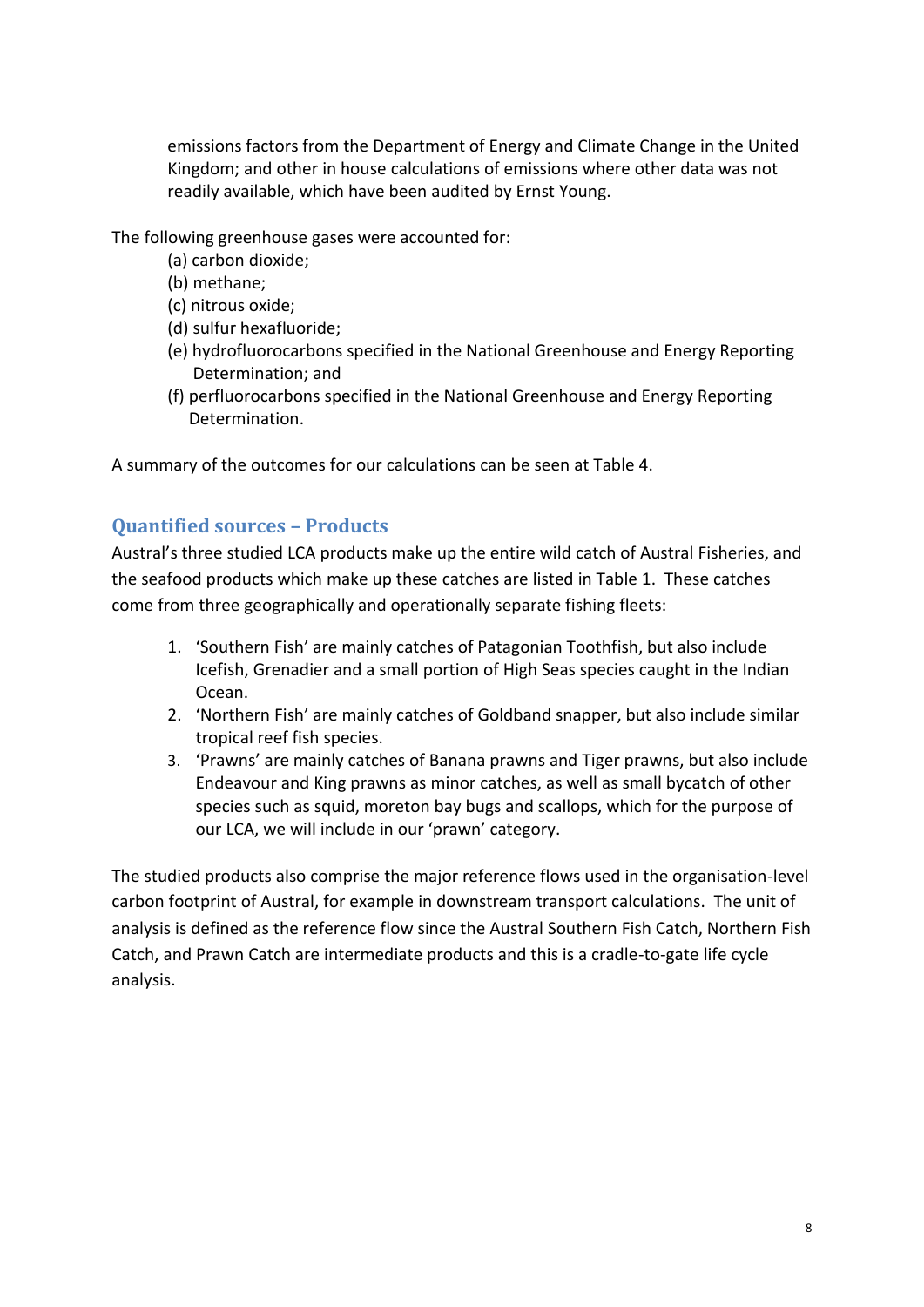emissions factors from the Department of Energy and Climate Change in the United Kingdom; and other in house calculations of emissions where other data was not readily available, which have been audited by Ernst Young.

The following greenhouse gases were accounted for:

(a) carbon dioxide;
(b) methane;
(c) nitrous oxide;
(d) sulfur hexafluoride;
(e) hydrofluorocarbons specified in the National Greenhouse and Energy Reporting Determination; and
(f) perfluorocarbons specified in the National Greenhouse and Energy Reporting Determination.

A summary of the outcomes for our calculations can be seen at Table 4.

## Quantified sources – Products

Austral's three studied LCA products make up the entire wild catch of Austral Fisheries, and the seafood products which make up these catches are listed in Table 1. These catches come from three geographically and operationally separate fishing fleets:

1. 'Southern Fish' are mainly catches of Patagonian Toothfish, but also include Icefish, Grenadier and a small portion of High Seas species caught in the Indian Ocean.
2. 'Northern Fish' are mainly catches of Goldband snapper, but also include similar tropical reef fish species.
3. 'Prawns' are mainly catches of Banana prawns and Tiger prawns, but also include Endeavour and King prawns as minor catches, as well as small bycatch of other species such as squid, moreton bay bugs and scallops, which for the purpose of our LCA, we will include in our 'prawn' category.

The studied products also comprise the major reference flows used in the organisation-level carbon footprint of Austral, for example in downstream transport calculations. The unit of analysis is defined as the reference flow since the Austral Southern Fish Catch, Northern Fish Catch, and Prawn Catch are intermediate products and this is a cradle-to-gate life cycle analysis.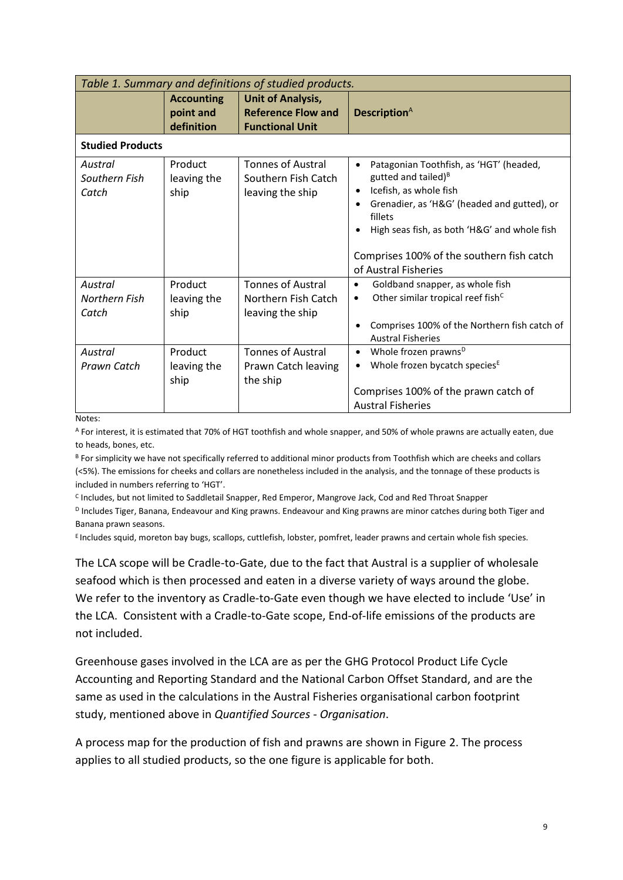| *Table 1. Summary and definitions of studied products.* | | | |
|---|---|---|---|
| | **Accounting point and definition** | **Unit of Analysis, Reference Flow and Functional Unit** | **Description**[A] |
| **Studied Products** | | | |
| *Austral Southern Fish Catch* | Product leaving the ship | Tonnes of Austral Southern Fish Catch leaving the ship | • Patagonian Toothfish, as 'HGT' (headed, gutted and tailed)[B] <br> • Icefish, as whole fish <br> • Grenadier, as 'H&G' (headed and gutted), or fillets <br> • High seas fish, as both 'H&G' and whole fish <br><br> Comprises 100% of the southern fish catch of Austral Fisheries |
| *Austral Northern Fish Catch* | Product leaving the ship | Tonnes of Austral Northern Fish Catch leaving the ship | • Goldband snapper, as whole fish <br> • Other similar tropical reef fish[C] <br><br> • Comprises 100% of the Northern fish catch of Austral Fisheries |
| *Austral Prawn Catch* | Product leaving the ship | Tonnes of Austral Prawn Catch leaving the ship | • Whole frozen prawns[D] <br> • Whole frozen bycatch species[E] <br><br> Comprises 100% of the prawn catch of Austral Fisheries |

Notes:

[A] For interest, it is estimated that 70% of HGT toothfish and whole snapper, and 50% of whole prawns are actually eaten, due to heads, bones, etc.

[B] For simplicity we have not specifically referred to additional minor products from Toothfish which are cheeks and collars (<5%). The emissions for cheeks and collars are nonetheless included in the analysis, and the tonnage of these products is included in numbers referring to 'HGT'.

[C] Includes, but not limited to Saddletail Snapper, Red Emperor, Mangrove Jack, Cod and Red Throat Snapper

[D] Includes Tiger, Banana, Endeavour and King prawns. Endeavour and King prawns are minor catches during both Tiger and Banana prawn seasons.

[E] Includes squid, moreton bay bugs, scallops, cuttlefish, lobster, pomfret, leader prawns and certain whole fish species.

The LCA scope will be Cradle-to-Gate, due to the fact that Austral is a supplier of wholesale seafood which is then processed and eaten in a diverse variety of ways around the globe. We refer to the inventory as Cradle-to-Gate even though we have elected to include 'Use' in the LCA. Consistent with a Cradle-to-Gate scope, End-of-life emissions of the products are not included.

Greenhouse gases involved in the LCA are as per the GHG Protocol Product Life Cycle Accounting and Reporting Standard and the National Carbon Offset Standard, and are the same as used in the calculations in the Austral Fisheries organisational carbon footprint study, mentioned above in *Quantified Sources - Organisation*.

A process map for the production of fish and prawns are shown in Figure 2. The process applies to all studied products, so the one figure is applicable for both.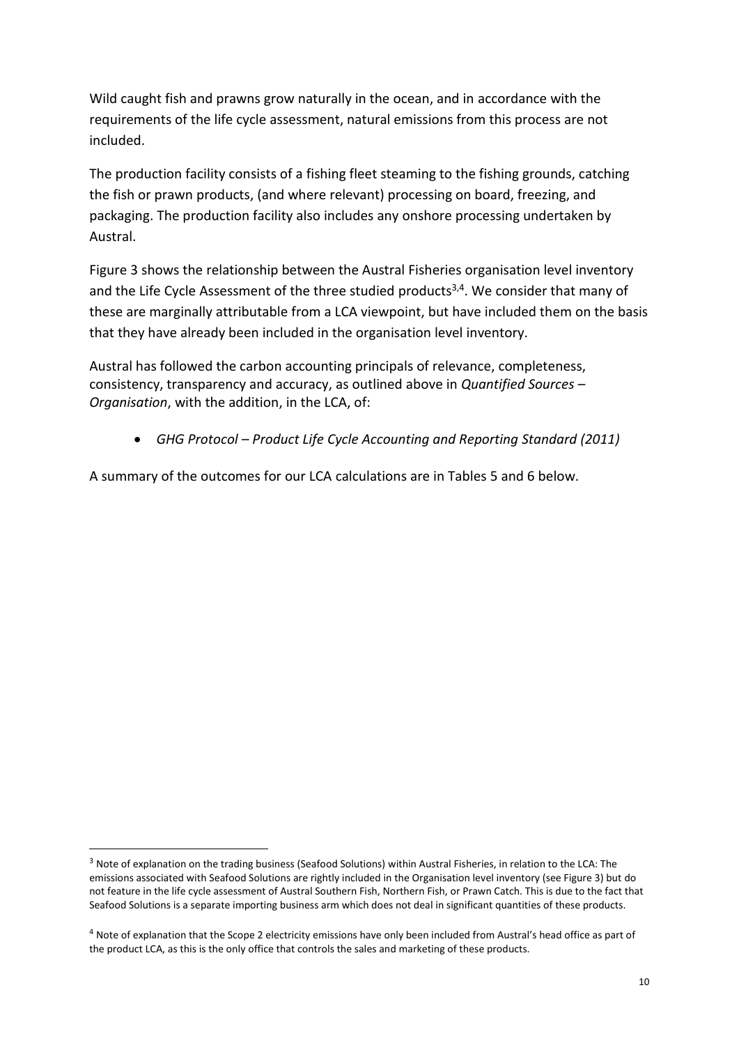Wild caught fish and prawns grow naturally in the ocean, and in accordance with the requirements of the life cycle assessment, natural emissions from this process are not included.

The production facility consists of a fishing fleet steaming to the fishing grounds, catching the fish or prawn products, (and where relevant) processing on board, freezing, and packaging. The production facility also includes any onshore processing undertaken by Austral.

Figure 3 shows the relationship between the Austral Fisheries organisation level inventory and the Life Cycle Assessment of the three studied products[3,4]. We consider that many of these are marginally attributable from a LCA viewpoint, but have included them on the basis that they have already been included in the organisation level inventory.

Austral has followed the carbon accounting principals of relevance, completeness, consistency, transparency and accuracy, as outlined above in *Quantified Sources – Organisation*, with the addition, in the LCA, of:

- *GHG Protocol – Product Life Cycle Accounting and Reporting Standard (2011)*

A summary of the outcomes for our LCA calculations are in Tables 5 and 6 below.

---

[3] Note of explanation on the trading business (Seafood Solutions) within Austral Fisheries, in relation to the LCA: The emissions associated with Seafood Solutions are rightly included in the Organisation level inventory (see Figure 3) but do not feature in the life cycle assessment of Austral Southern Fish, Northern Fish, or Prawn Catch. This is due to the fact that Seafood Solutions is a separate importing business arm which does not deal in significant quantities of these products.

[4] Note of explanation that the Scope 2 electricity emissions have only been included from Austral's head office as part of the product LCA, as this is the only office that controls the sales and marketing of these products.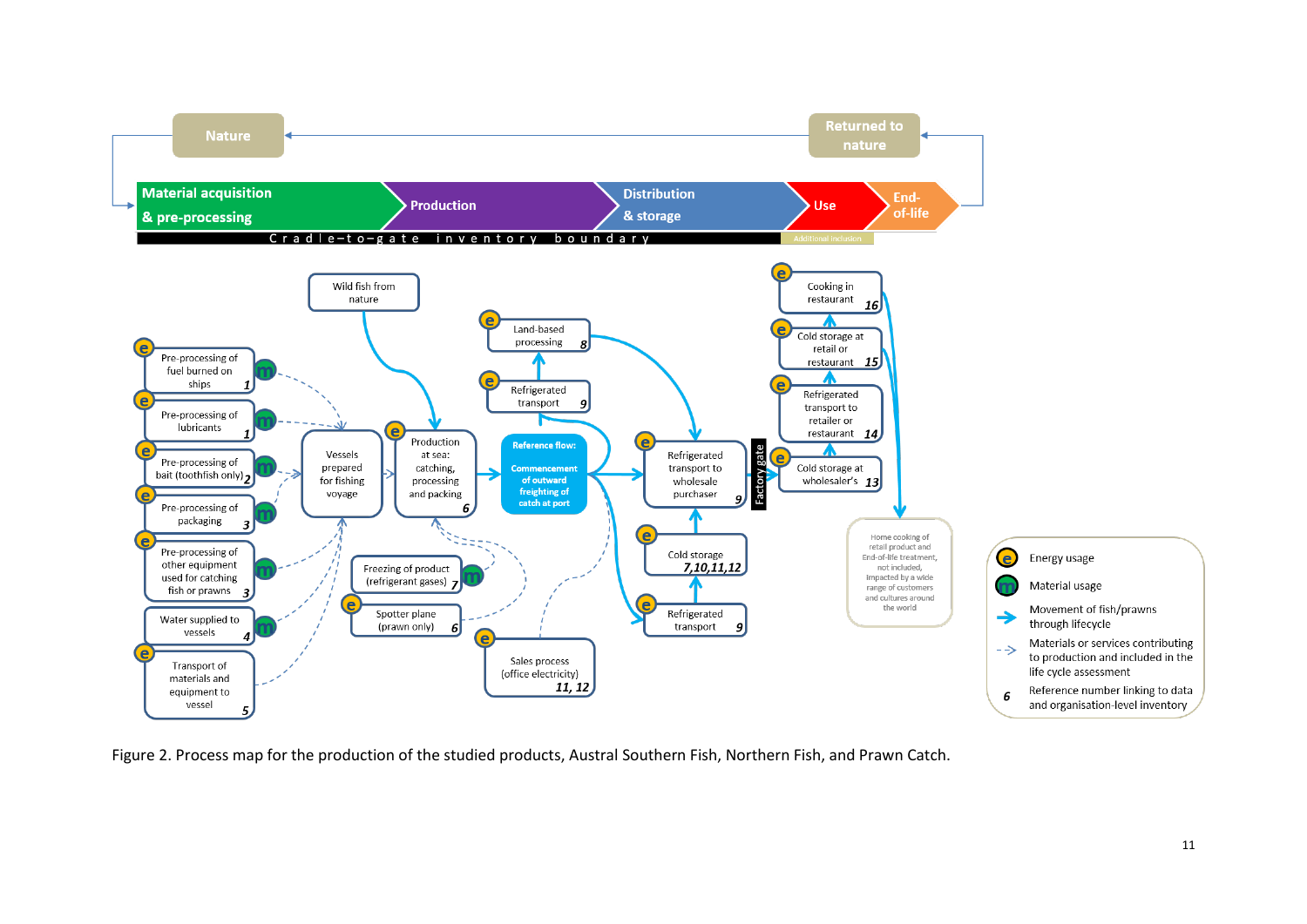Nature

Returned to nature

Material acquisition & pre-processing → Production → Distribution & storage → Use → End-of-life

Cradle-to-gate inventory boundary

Additional inclusion

Wild fish from nature

Pre-processing of fuel burned on ships 1

Pre-processing of lubricants 1

Pre-processing of bait (toothfish only) 2

Pre-processing of packaging 3

Pre-processing of other equipment used for catching fish or prawns 3

Water supplied to vessels 4

Transport of materials and equipment to vessel 5

Vessels prepared for fishing voyage

Production at sea: catching, processing and packing 6

Freezing of product (refrigerant gases) 7

Spotter plane (prawn only) 6

Land-based processing 8

Refrigerated transport 9

Reference flow: Commencement of outward freighting of catch at port

Sales process (office electricity) 11, 12

Refrigerated transport to wholesale purchaser 9

Cold storage 7,10,11,12

Refrigerated transport 9

Factory gate

Cold storage at wholesaler's 13

Refrigerated transport to retailer or restaurant 14

Cold storage at retail or restaurant 15

Cooking in restaurant 16

Home cooking of retail product and End-of-life treatment, not included, impacted by a wide range of customers and cultures around the world

e Energy usage

m Material usage

→ Movement of fish/prawns through lifecycle

--> Materials or services contributing to production and included in the life cycle assessment

6 Reference number linking to data and organisation-level inventory

Figure 2. Process map for the production of the studied products, Austral Southern Fish, Northern Fish, and Prawn Catch.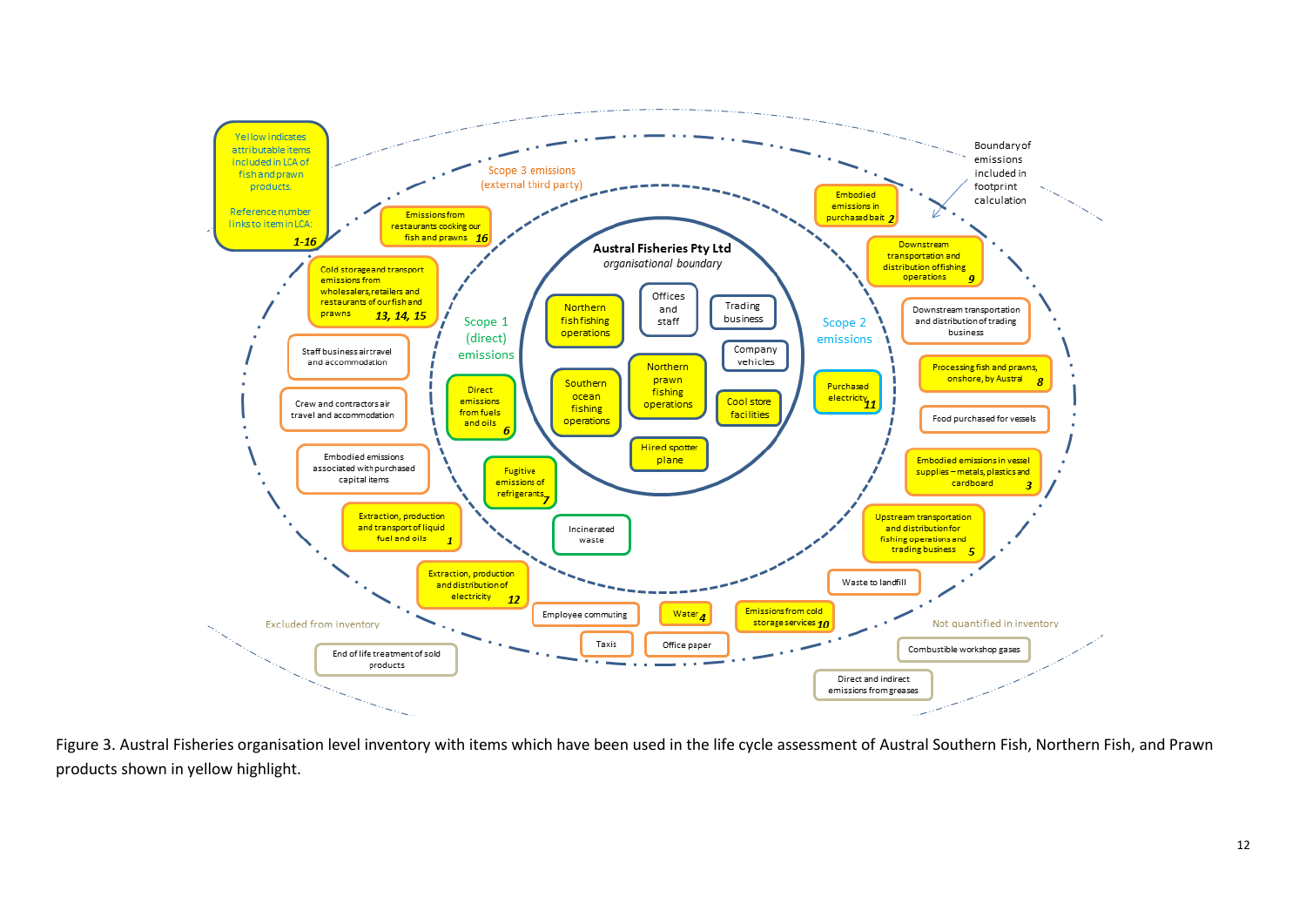Yellow indicates attributable items included in LCA of fish and prawn products.

Reference number links to item in LCA: **1-16**

Boundary of emissions included in footprint calculation

**Austral Fisheries Pty Ltd**
*organisational boundary*

- Northern fish fishing operations
- Offices and staff
- Trading business
- Company vehicles
- Southern ocean fishing operations
- Northern prawn fishing operations
- Cool store facilities
- Hired spotter plane

**Scope 1 (direct) emissions**

- Direct emissions from fuels and oils *6*
- Fugitive emissions of refrigerants *7*
- Incinerated waste

**Scope 2 emissions**

- Purchased electricity *11*

**Scope 3 emissions (external third party)**

- Emissions from restaurants cooking our fish and prawns *16*
- Cold storage and transport emissions from wholesalers, retailers and restaurants of our fish and prawns *13, 14, 15*
- Staff business air travel and accommodation
- Crew and contractors air travel and accommodation
- Embodied emissions associated with purchased capital items
- Extraction, production and transport of liquid fuel and oils *1*
- Extraction, production and distribution of electricity *12*
- Employee commuting
- Taxis
- Water *4*
- Office paper
- Emissions from cold storage services *10*
- Waste to landfill
- Upstream transportation and distribution for fishing operations and trading business *5*
- Embodied emissions in vessel supplies – metals, plastics and cardboard *3*
- Food purchased for vessels
- Processing fish and prawns, onshore, by Austral *8*
- Downstream transportation and distribution of trading business
- Downstream transportation and distribution of fishing operations *9*
- Embodied emissions in purchased bait *2*

**Excluded from inventory**

- End of life treatment of sold products

**Not quantified in inventory**

- Combustible workshop gases
- Direct and indirect emissions from greases

Figure 3. Austral Fisheries organisation level inventory with items which have been used in the life cycle assessment of Austral Southern Fish, Northern Fish, and Prawn products shown in yellow highlight.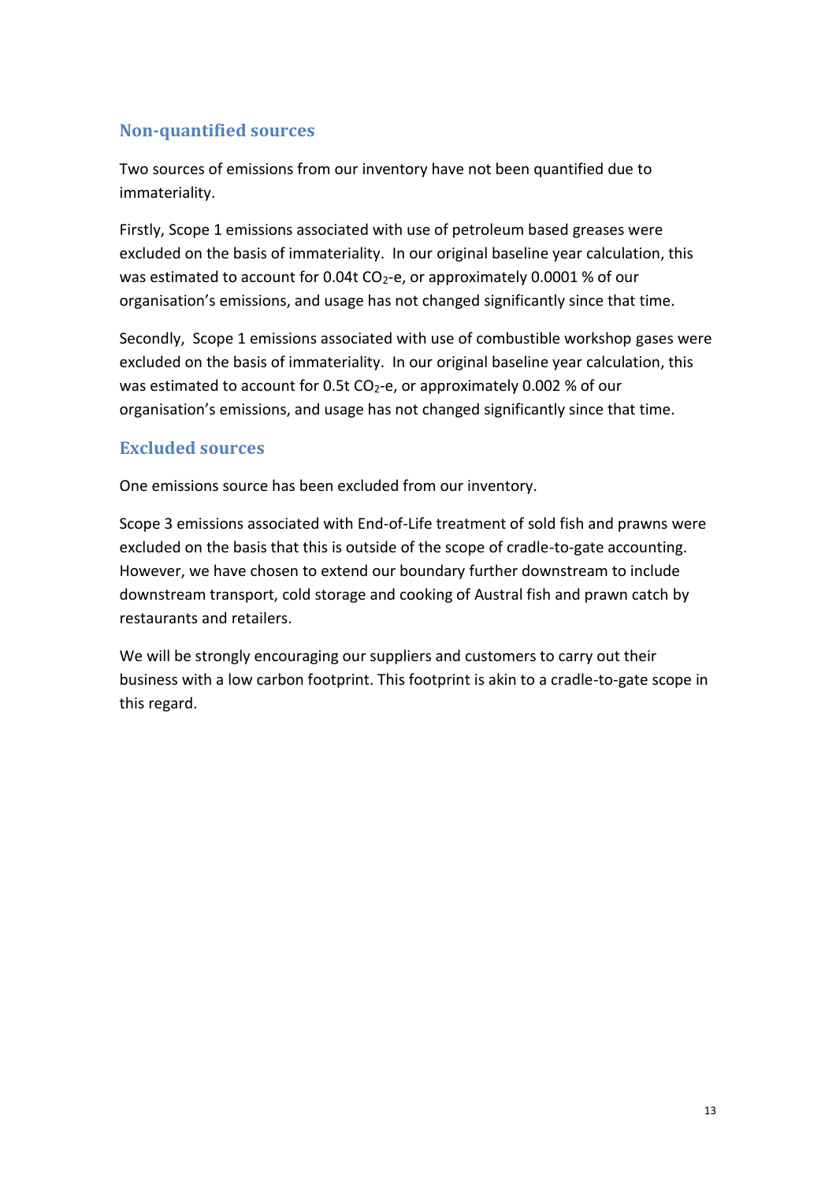## Non-quantified sources

Two sources of emissions from our inventory have not been quantified due to immateriality.

Firstly, Scope 1 emissions associated with use of petroleum based greases were excluded on the basis of immateriality. In our original baseline year calculation, this was estimated to account for 0.04t $CO_2$-e, or approximately 0.0001 % of our organisation's emissions, and usage has not changed significantly since that time.

Secondly, Scope 1 emissions associated with use of combustible workshop gases were excluded on the basis of immateriality. In our original baseline year calculation, this was estimated to account for 0.5t $CO_2$-e, or approximately 0.002 % of our organisation's emissions, and usage has not changed significantly since that time.

## Excluded sources

One emissions source has been excluded from our inventory.

Scope 3 emissions associated with End-of-Life treatment of sold fish and prawns were excluded on the basis that this is outside of the scope of cradle-to-gate accounting. However, we have chosen to extend our boundary further downstream to include downstream transport, cold storage and cooking of Austral fish and prawn catch by restaurants and retailers.

We will be strongly encouraging our suppliers and customers to carry out their business with a low carbon footprint. This footprint is akin to a cradle-to-gate scope in this regard.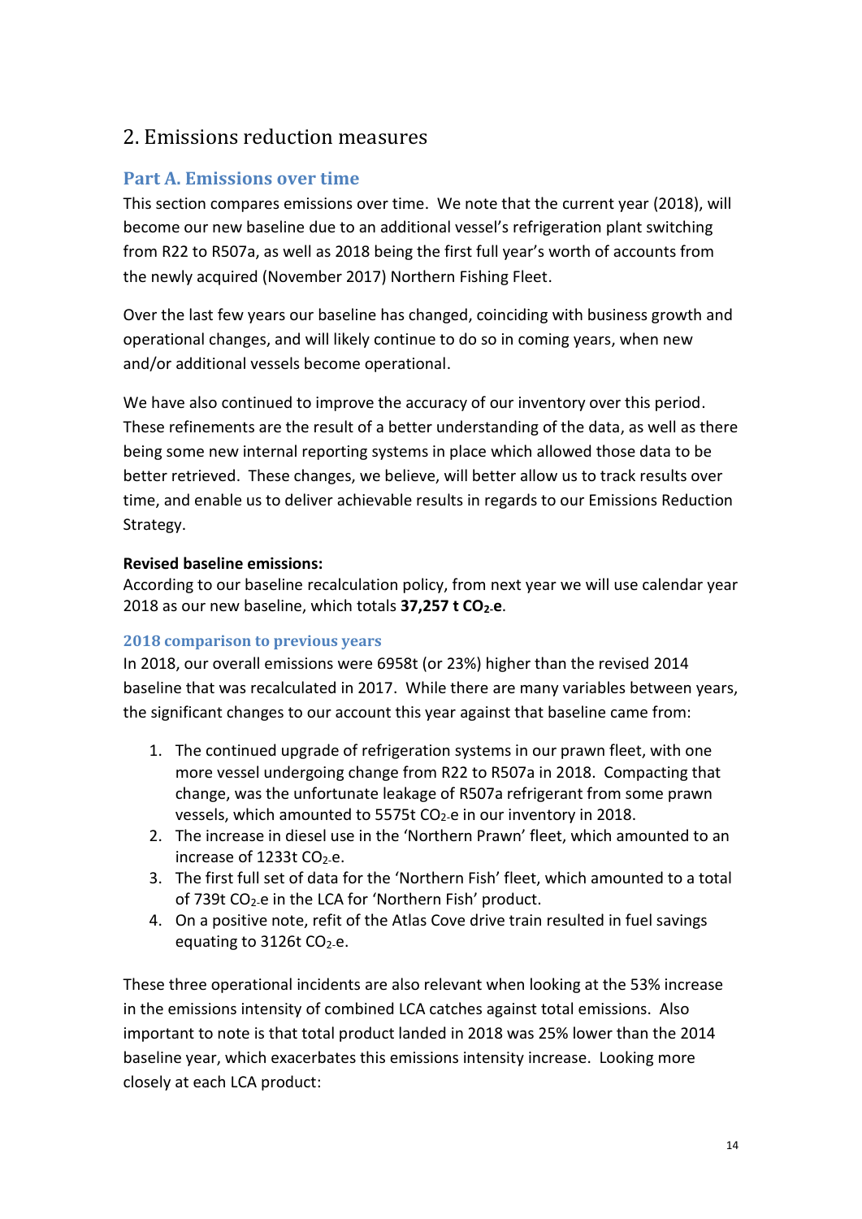## 2. Emissions reduction measures

### Part A. Emissions over time

This section compares emissions over time. We note that the current year (2018), will become our new baseline due to an additional vessel's refrigeration plant switching from R22 to R507a, as well as 2018 being the first full year's worth of accounts from the newly acquired (November 2017) Northern Fishing Fleet.

Over the last few years our baseline has changed, coinciding with business growth and operational changes, and will likely continue to do so in coming years, when new and/or additional vessels become operational.

We have also continued to improve the accuracy of our inventory over this period. These refinements are the result of a better understanding of the data, as well as there being some new internal reporting systems in place which allowed those data to be better retrieved. These changes, we believe, will better allow us to track results over time, and enable us to deliver achievable results in regards to our Emissions Reduction Strategy.

**Revised baseline emissions:**
According to our baseline recalculation policy, from next year we will use calendar year 2018 as our new baseline, which totals **37,257 t $CO_2$-e**.

#### 2018 comparison to previous years

In 2018, our overall emissions were 6958t (or 23%) higher than the revised 2014 baseline that was recalculated in 2017. While there are many variables between years, the significant changes to our account this year against that baseline came from:

1. The continued upgrade of refrigeration systems in our prawn fleet, with one more vessel undergoing change from R22 to R507a in 2018. Compacting that change, was the unfortunate leakage of R507a refrigerant from some prawn vessels, which amounted to 5575t $CO_2$-e in our inventory in 2018.
2. The increase in diesel use in the 'Northern Prawn' fleet, which amounted to an increase of 1233t $CO_2$-e.
3. The first full set of data for the 'Northern Fish' fleet, which amounted to a total of 739t $CO_2$-e in the LCA for 'Northern Fish' product.
4. On a positive note, refit of the Atlas Cove drive train resulted in fuel savings equating to 3126t $CO_2$-e.

These three operational incidents are also relevant when looking at the 53% increase in the emissions intensity of combined LCA catches against total emissions. Also important to note is that total product landed in 2018 was 25% lower than the 2014 baseline year, which exacerbates this emissions intensity increase. Looking more closely at each LCA product: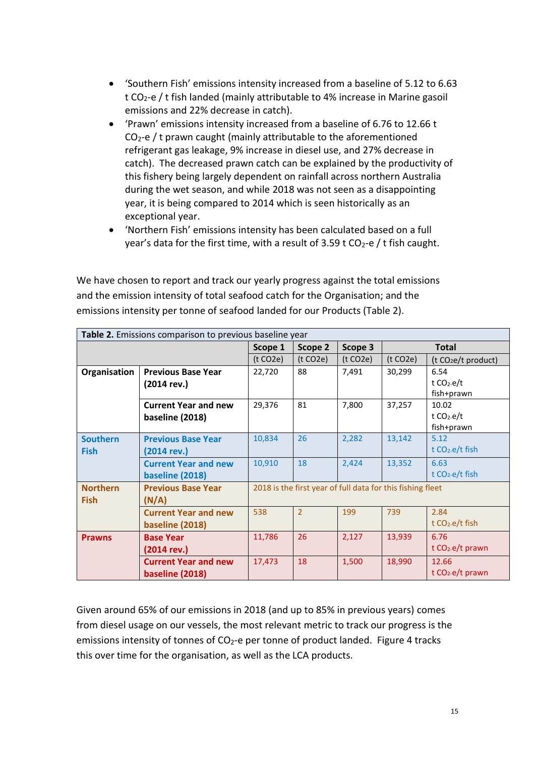- 'Southern Fish' emissions intensity increased from a baseline of 5.12 to 6.63 t $CO_2$-e / t fish landed (mainly attributable to 4% increase in Marine gasoil emissions and 22% decrease in catch).
- 'Prawn' emissions intensity increased from a baseline of 6.76 to 12.66 t $CO_2$-e / t prawn caught (mainly attributable to the aforementioned refrigerant gas leakage, 9% increase in diesel use, and 27% decrease in catch). The decreased prawn catch can be explained by the productivity of this fishery being largely dependent on rainfall across northern Australia during the wet season, and while 2018 was not seen as a disappointing year, it is being compared to 2014 which is seen historically as an exceptional year.
- 'Northern Fish' emissions intensity has been calculated based on a full year's data for the first time, with a result of 3.59 t $CO_2$-e / t fish caught.

We have chosen to report and track our yearly progress against the total emissions and the emission intensity of total seafood catch for the Organisation; and the emissions intensity per tonne of seafood landed for our Products (Table 2).

**Table 2.** Emissions comparison to previous baseline year

| | | Scope 1 | Scope 2 | Scope 3 | Total | |
|---|---|---|---|---|---|---|
| | | (t CO2e) | (t CO2e) | (t CO2e) | (t CO2e) | (t $CO_2$e/t product) |
| **Organisation** | **Previous Base Year (2014 rev.)** | 22,720 | 88 | 7,491 | 30,299 | 6.54 t $CO_2$-e/t fish+prawn |
| | **Current Year and new baseline (2018)** | 29,376 | 81 | 7,800 | 37,257 | 10.02 t $CO_2$-e/t fish+prawn |
| **Southern Fish** | **Previous Base Year (2014 rev.)** | 10,834 | 26 | 2,282 | 13,142 | 5.12 t $CO_2$-e/t fish |
| | **Current Year and new baseline (2018)** | 10,910 | 18 | 2,424 | 13,352 | 6.63 t $CO_2$-e/t fish |
| **Northern Fish** | **Previous Base Year (N/A)** | 2018 is the first year of full data for this fishing fleet | | | | |
| | **Current Year and new baseline (2018)** | 538 | 2 | 199 | 739 | 2.84 t $CO_2$-e/t fish |
| **Prawns** | **Base Year (2014 rev.)** | 11,786 | 26 | 2,127 | 13,939 | 6.76 t $CO_2$-e/t prawn |
| | **Current Year and new baseline (2018)** | 17,473 | 18 | 1,500 | 18,990 | 12.66 t $CO_2$-e/t prawn |

Given around 65% of our emissions in 2018 (and up to 85% in previous years) comes from diesel usage on our vessels, the most relevant metric to track our progress is the emissions intensity of tonnes of $CO_2$-e per tonne of product landed. Figure 4 tracks this over time for the organisation, as well as the LCA products.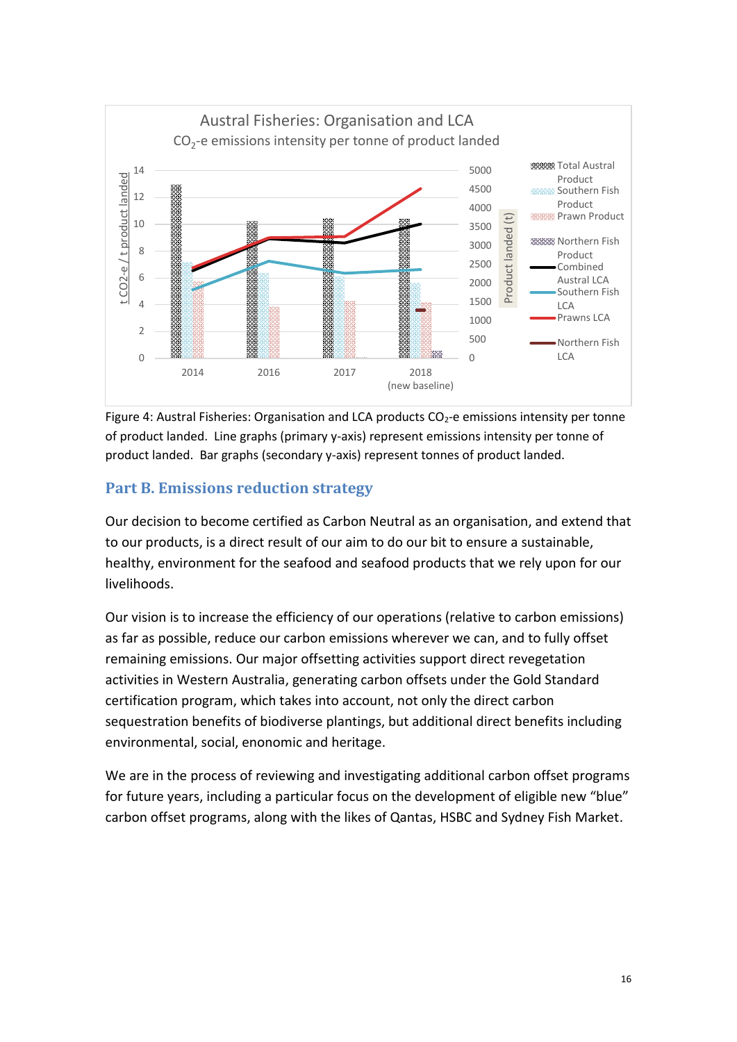Figure 4: Austral Fisheries: Organisation and LCA products $CO_2$-e emissions intensity per tonne of product landed. Line graphs (primary y-axis) represent emissions intensity per tonne of product landed. Bar graphs (secondary y-axis) represent tonnes of product landed.

## Part B. Emissions reduction strategy

Our decision to become certified as Carbon Neutral as an organisation, and extend that to our products, is a direct result of our aim to do our bit to ensure a sustainable, healthy, environment for the seafood and seafood products that we rely upon for our livelihoods.

Our vision is to increase the efficiency of our operations (relative to carbon emissions) as far as possible, reduce our carbon emissions wherever we can, and to fully offset remaining emissions. Our major offsetting activities support direct revegetation activities in Western Australia, generating carbon offsets under the Gold Standard certification program, which takes into account, not only the direct carbon sequestration benefits of biodiverse plantings, but additional direct benefits including environmental, social, enonomic and heritage.

We are in the process of reviewing and investigating additional carbon offset programs for future years, including a particular focus on the development of eligible new "blue" carbon offset programs, along with the likes of Qantas, HSBC and Sydney Fish Market.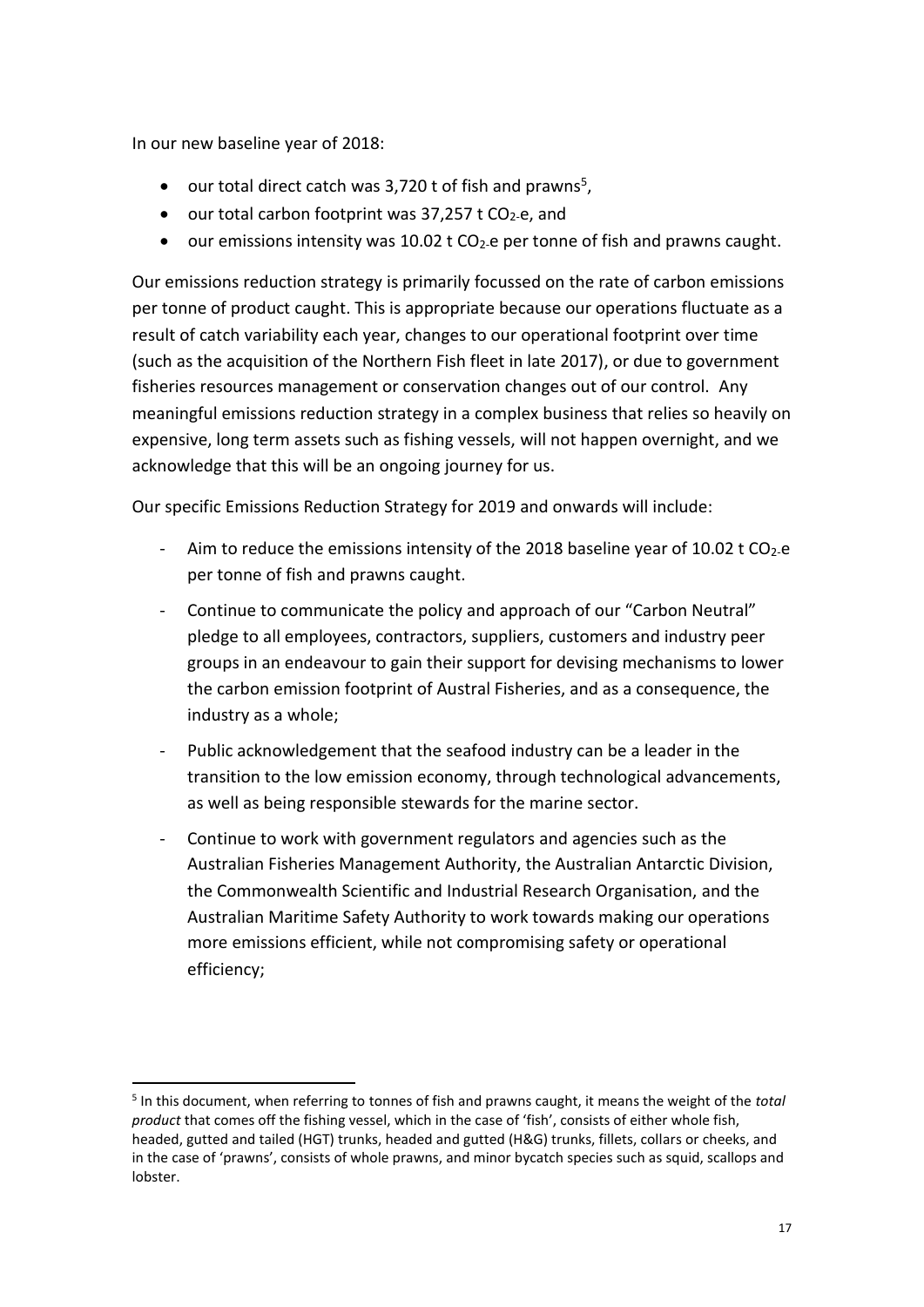In our new baseline year of 2018:

- our total direct catch was 3,720 t of fish and prawns[5],
- our total carbon footprint was 37,257 t $CO_2$-e, and
- our emissions intensity was 10.02 t $CO_2$-e per tonne of fish and prawns caught.

Our emissions reduction strategy is primarily focussed on the rate of carbon emissions per tonne of product caught. This is appropriate because our operations fluctuate as a result of catch variability each year, changes to our operational footprint over time (such as the acquisition of the Northern Fish fleet in late 2017), or due to government fisheries resources management or conservation changes out of our control. Any meaningful emissions reduction strategy in a complex business that relies so heavily on expensive, long term assets such as fishing vessels, will not happen overnight, and we acknowledge that this will be an ongoing journey for us.

Our specific Emissions Reduction Strategy for 2019 and onwards will include:

- Aim to reduce the emissions intensity of the 2018 baseline year of 10.02 t $CO_2$-e per tonne of fish and prawns caught.
- Continue to communicate the policy and approach of our "Carbon Neutral" pledge to all employees, contractors, suppliers, customers and industry peer groups in an endeavour to gain their support for devising mechanisms to lower the carbon emission footprint of Austral Fisheries, and as a consequence, the industry as a whole;
- Public acknowledgement that the seafood industry can be a leader in the transition to the low emission economy, through technological advancements, as well as being responsible stewards for the marine sector.
- Continue to work with government regulators and agencies such as the Australian Fisheries Management Authority, the Australian Antarctic Division, the Commonwealth Scientific and Industrial Research Organisation, and the Australian Maritime Safety Authority to work towards making our operations more emissions efficient, while not compromising safety or operational efficiency;

[5] In this document, when referring to tonnes of fish and prawns caught, it means the weight of the *total product* that comes off the fishing vessel, which in the case of 'fish', consists of either whole fish, headed, gutted and tailed (HGT) trunks, headed and gutted (H&G) trunks, fillets, collars or cheeks, and in the case of 'prawns', consists of whole prawns, and minor bycatch species such as squid, scallops and lobster.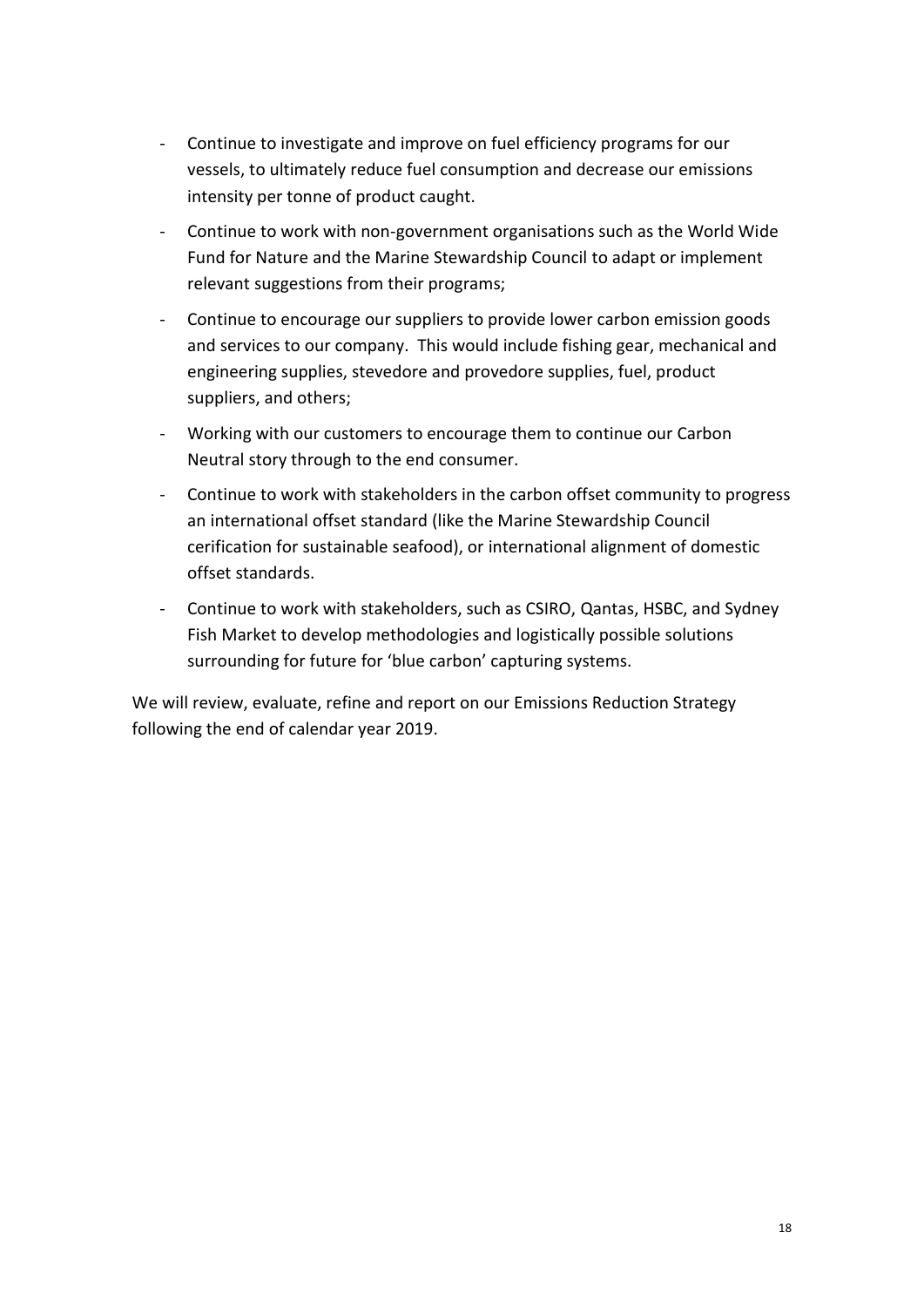- Continue to investigate and improve on fuel efficiency programs for our vessels, to ultimately reduce fuel consumption and decrease our emissions intensity per tonne of product caught.
- Continue to work with non-government organisations such as the World Wide Fund for Nature and the Marine Stewardship Council to adapt or implement relevant suggestions from their programs;
- Continue to encourage our suppliers to provide lower carbon emission goods and services to our company. This would include fishing gear, mechanical and engineering supplies, stevedore and provedore supplies, fuel, product suppliers, and others;
- Working with our customers to encourage them to continue our Carbon Neutral story through to the end consumer.
- Continue to work with stakeholders in the carbon offset community to progress an international offset standard (like the Marine Stewardship Council cerification for sustainable seafood), or international alignment of domestic offset standards.
- Continue to work with stakeholders, such as CSIRO, Qantas, HSBC, and Sydney Fish Market to develop methodologies and logistically possible solutions surrounding for future for 'blue carbon' capturing systems.

We will review, evaluate, refine and report on our Emissions Reduction Strategy following the end of calendar year 2019.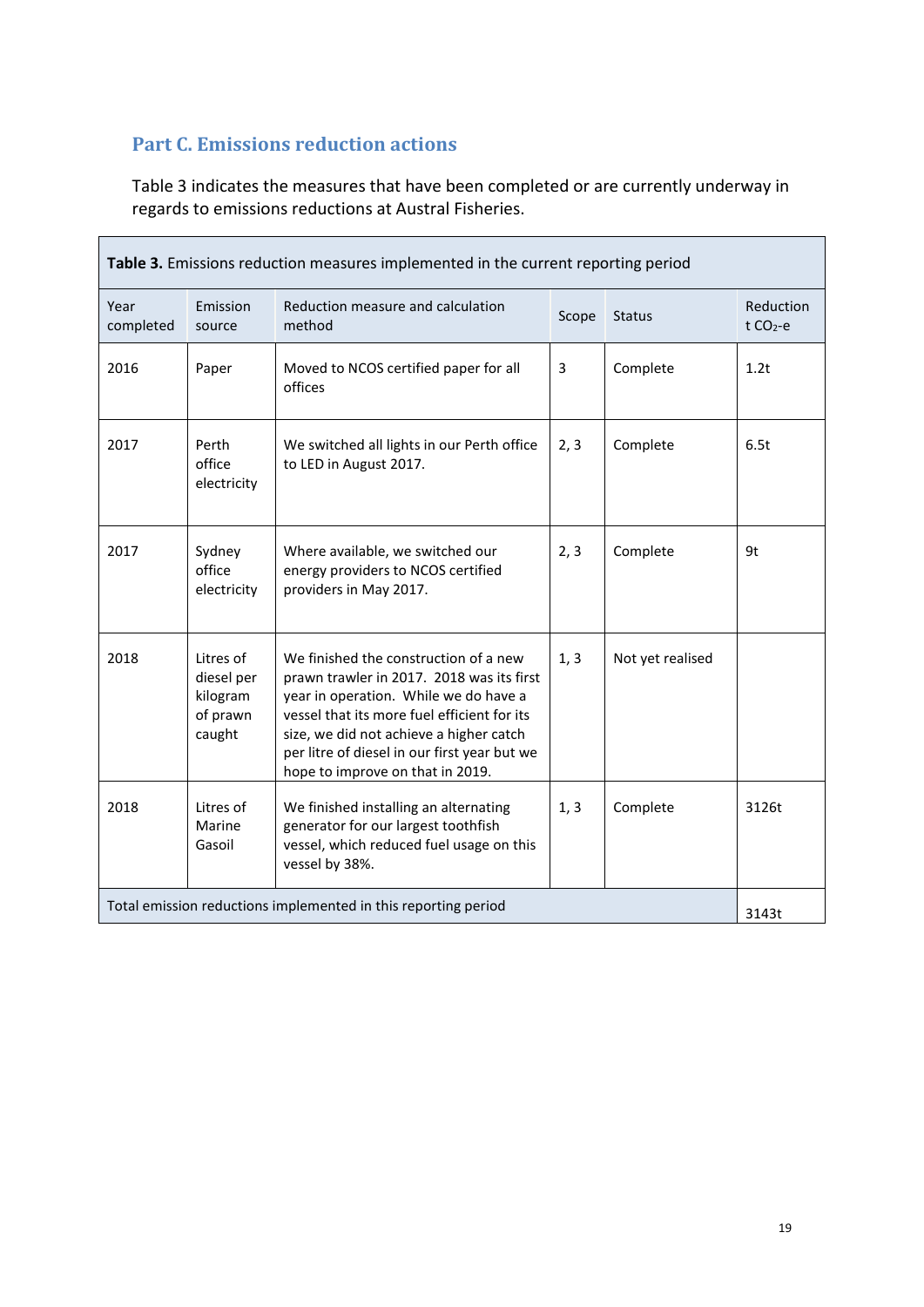## Part C. Emissions reduction actions

Table 3 indicates the measures that have been completed or are currently underway in regards to emissions reductions at Austral Fisheries.

**Table 3.** Emissions reduction measures implemented in the current reporting period

| Year completed | Emission source | Reduction measure and calculation method | Scope | Status | Reduction t $CO_2$-e |
|---|---|---|---|---|---|
| 2016 | Paper | Moved to NCOS certified paper for all offices | 3 | Complete | 1.2t |
| 2017 | Perth office electricity | We switched all lights in our Perth office to LED in August 2017. | 2, 3 | Complete | 6.5t |
| 2017 | Sydney office electricity | Where available, we switched our energy providers to NCOS certified providers in May 2017. | 2, 3 | Complete | 9t |
| 2018 | Litres of diesel per kilogram of prawn caught | We finished the construction of a new prawn trawler in 2017. 2018 was its first year in operation. While we do have a vessel that its more fuel efficient for its size, we did not achieve a higher catch per litre of diesel in our first year but we hope to improve on that in 2019. | 1, 3 | Not yet realised | |
| 2018 | Litres of Marine Gasoil | We finished installing an alternating generator for our largest toothfish vessel, which reduced fuel usage on this vessel by 38%. | 1, 3 | Complete | 3126t |
| Total emission reductions implemented in this reporting period | | | | | 3143t |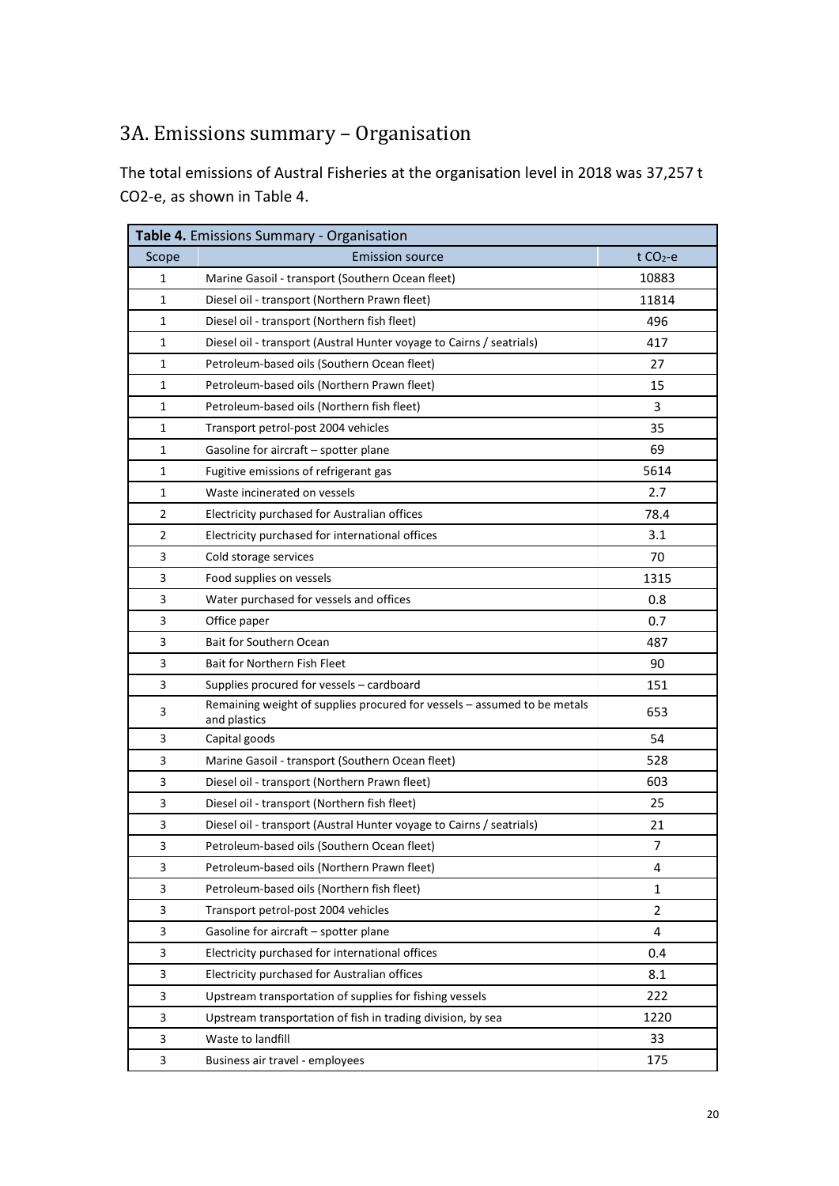## 3A. Emissions summary – Organisation

The total emissions of Austral Fisheries at the organisation level in 2018 was 37,257 t CO2-e, as shown in Table 4.

| **Table 4.** Emissions Summary - Organisation | | |
|---|---|---|
| Scope | Emission source | t $CO_2$-e |
| 1 | Marine Gasoil - transport (Southern Ocean fleet) | 10883 |
| 1 | Diesel oil - transport (Northern Prawn fleet) | 11814 |
| 1 | Diesel oil - transport (Northern fish fleet) | 496 |
| 1 | Diesel oil - transport (Austral Hunter voyage to Cairns / seatrials) | 417 |
| 1 | Petroleum-based oils (Southern Ocean fleet) | 27 |
| 1 | Petroleum-based oils (Northern Prawn fleet) | 15 |
| 1 | Petroleum-based oils (Northern fish fleet) | 3 |
| 1 | Transport petrol-post 2004 vehicles | 35 |
| 1 | Gasoline for aircraft – spotter plane | 69 |
| 1 | Fugitive emissions of refrigerant gas | 5614 |
| 1 | Waste incinerated on vessels | 2.7 |
| 2 | Electricity purchased for Australian offices | 78.4 |
| 2 | Electricity purchased for international offices | 3.1 |
| 3 | Cold storage services | 70 |
| 3 | Food supplies on vessels | 1315 |
| 3 | Water purchased for vessels and offices | 0.8 |
| 3 | Office paper | 0.7 |
| 3 | Bait for Southern Ocean | 487 |
| 3 | Bait for Northern Fish Fleet | 90 |
| 3 | Supplies procured for vessels – cardboard | 151 |
| 3 | Remaining weight of supplies procured for vessels – assumed to be metals and plastics | 653 |
| 3 | Capital goods | 54 |
| 3 | Marine Gasoil - transport (Southern Ocean fleet) | 528 |
| 3 | Diesel oil - transport (Northern Prawn fleet) | 603 |
| 3 | Diesel oil - transport (Northern fish fleet) | 25 |
| 3 | Diesel oil - transport (Austral Hunter voyage to Cairns / seatrials) | 21 |
| 3 | Petroleum-based oils (Southern Ocean fleet) | 7 |
| 3 | Petroleum-based oils (Northern Prawn fleet) | 4 |
| 3 | Petroleum-based oils (Northern fish fleet) | 1 |
| 3 | Transport petrol-post 2004 vehicles | 2 |
| 3 | Gasoline for aircraft – spotter plane | 4 |
| 3 | Electricity purchased for international offices | 0.4 |
| 3 | Electricity purchased for Australian offices | 8.1 |
| 3 | Upstream transportation of supplies for fishing vessels | 222 |
| 3 | Upstream transportation of fish in trading division, by sea | 1220 |
| 3 | Waste to landfill | 33 |
| 3 | Business air travel - employees | 175 |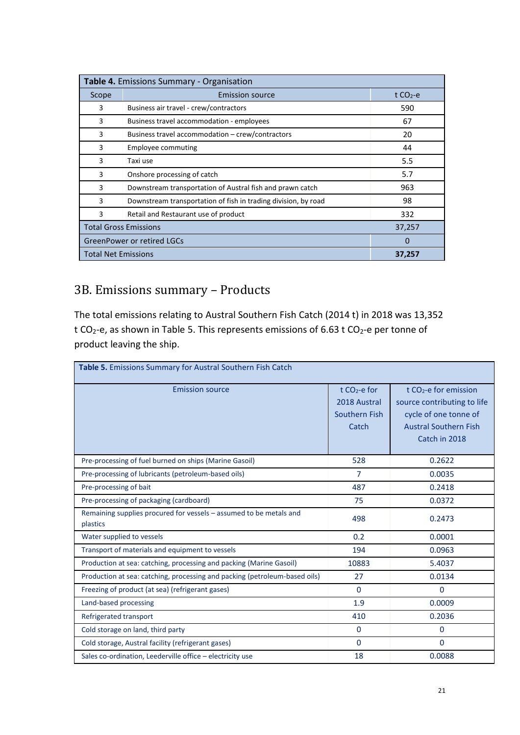| **Table 4.** Emissions Summary - Organisation | | |
|---|---|---|
| Scope | Emission source | t $CO_2$-e |
| 3 | Business air travel - crew/contractors | 590 |
| 3 | Business travel accommodation - employees | 67 |
| 3 | Business travel accommodation – crew/contractors | 20 |
| 3 | Employee commuting | 44 |
| 3 | Taxi use | 5.5 |
| 3 | Onshore processing of catch | 5.7 |
| 3 | Downstream transportation of Austral fish and prawn catch | 963 |
| 3 | Downstream transportation of fish in trading division, by road | 98 |
| 3 | Retail and Restaurant use of product | 332 |
| Total Gross Emissions | | 37,257 |
| GreenPower or retired LGCs | | 0 |
| Total Net Emissions | | **37,257** |

## 3B. Emissions summary – Products

The total emissions relating to Austral Southern Fish Catch (2014 t) in 2018 was 13,352 t $CO_2$-e, as shown in Table 5. This represents emissions of 6.63 t $CO_2$-e per tonne of product leaving the ship.

| **Table 5.** Emissions Summary for Austral Southern Fish Catch | | |
|---|---|---|
| Emission source | t $CO_2$-e for 2018 Austral Southern Fish Catch | t $CO_2$-e for emission source contributing to life cycle of one tonne of Austral Southern Fish Catch in 2018 |
| Pre-processing of fuel burned on ships (Marine Gasoil) | 528 | 0.2622 |
| Pre-processing of lubricants (petroleum-based oils) | 7 | 0.0035 |
| Pre-processing of bait | 487 | 0.2418 |
| Pre-processing of packaging (cardboard) | 75 | 0.0372 |
| Remaining supplies procured for vessels – assumed to be metals and plastics | 498 | 0.2473 |
| Water supplied to vessels | 0.2 | 0.0001 |
| Transport of materials and equipment to vessels | 194 | 0.0963 |
| Production at sea: catching, processing and packing (Marine Gasoil) | 10883 | 5.4037 |
| Production at sea: catching, processing and packing (petroleum-based oils) | 27 | 0.0134 |
| Freezing of product (at sea) (refrigerant gases) | 0 | 0 |
| Land-based processing | 1.9 | 0.0009 |
| Refrigerated transport | 410 | 0.2036 |
| Cold storage on land, third party | 0 | 0 |
| Cold storage, Austral facility (refrigerant gases) | 0 | 0 |
| Sales co-ordination, Leederville office – electricity use | 18 | 0.0088 |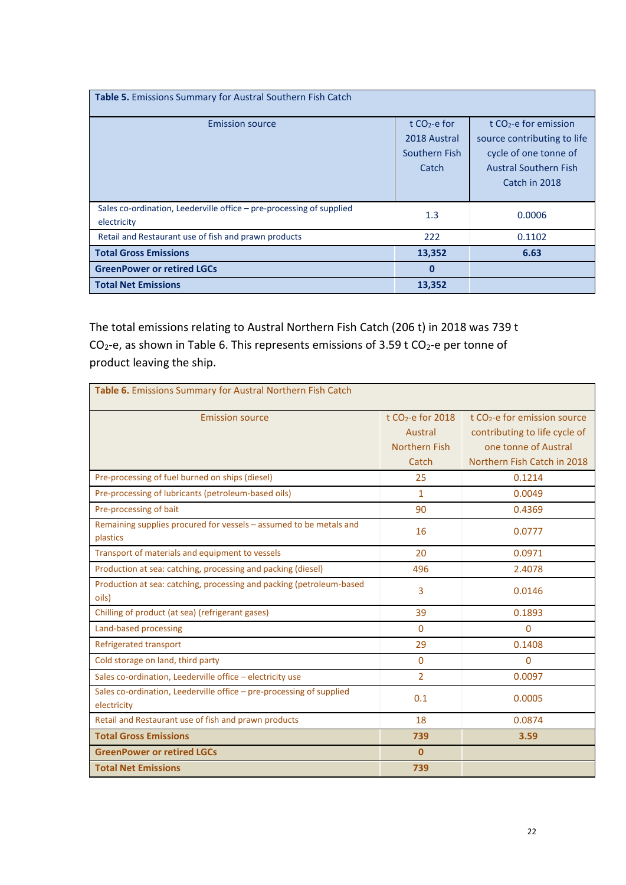| **Table 5.** Emissions Summary for Austral Southern Fish Catch | | |
|---|---|---|
| Emission source | t $CO_2$-e for 2018 Austral Southern Fish Catch | t $CO_2$-e for emission source contributing to life cycle of one tonne of Austral Southern Fish Catch in 2018 |
| Sales co-ordination, Leederville office – pre-processing of supplied electricity | 1.3 | 0.0006 |
| Retail and Restaurant use of fish and prawn products | 222 | 0.1102 |
| **Total Gross Emissions** | **13,352** | **6.63** |
| **GreenPower or retired LGCs** | **0** | |
| **Total Net Emissions** | **13,352** | |

The total emissions relating to Austral Northern Fish Catch (206 t) in 2018 was 739 t $CO_2$-e, as shown in Table 6. This represents emissions of 3.59 t $CO_2$-e per tonne of product leaving the ship.

| **Table 6.** Emissions Summary for Austral Northern Fish Catch | | |
|---|---|---|
| Emission source | t $CO_2$-e for 2018 Austral Northern Fish Catch | t $CO_2$-e for emission source contributing to life cycle of one tonne of Austral Northern Fish Catch in 2018 |
| Pre-processing of fuel burned on ships (diesel) | 25 | 0.1214 |
| Pre-processing of lubricants (petroleum-based oils) | 1 | 0.0049 |
| Pre-processing of bait | 90 | 0.4369 |
| Remaining supplies procured for vessels – assumed to be metals and plastics | 16 | 0.0777 |
| Transport of materials and equipment to vessels | 20 | 0.0971 |
| Production at sea: catching, processing and packing (diesel) | 496 | 2.4078 |
| Production at sea: catching, processing and packing (petroleum-based oils) | 3 | 0.0146 |
| Chilling of product (at sea) (refrigerant gases) | 39 | 0.1893 |
| Land-based processing | 0 | 0 |
| Refrigerated transport | 29 | 0.1408 |
| Cold storage on land, third party | 0 | 0 |
| Sales co-ordination, Leederville office – electricity use | 2 | 0.0097 |
| Sales co-ordination, Leederville office – pre-processing of supplied electricity | 0.1 | 0.0005 |
| Retail and Restaurant use of fish and prawn products | 18 | 0.0874 |
| **Total Gross Emissions** | **739** | **3.59** |
| **GreenPower or retired LGCs** | **0** | |
| **Total Net Emissions** | **739** | |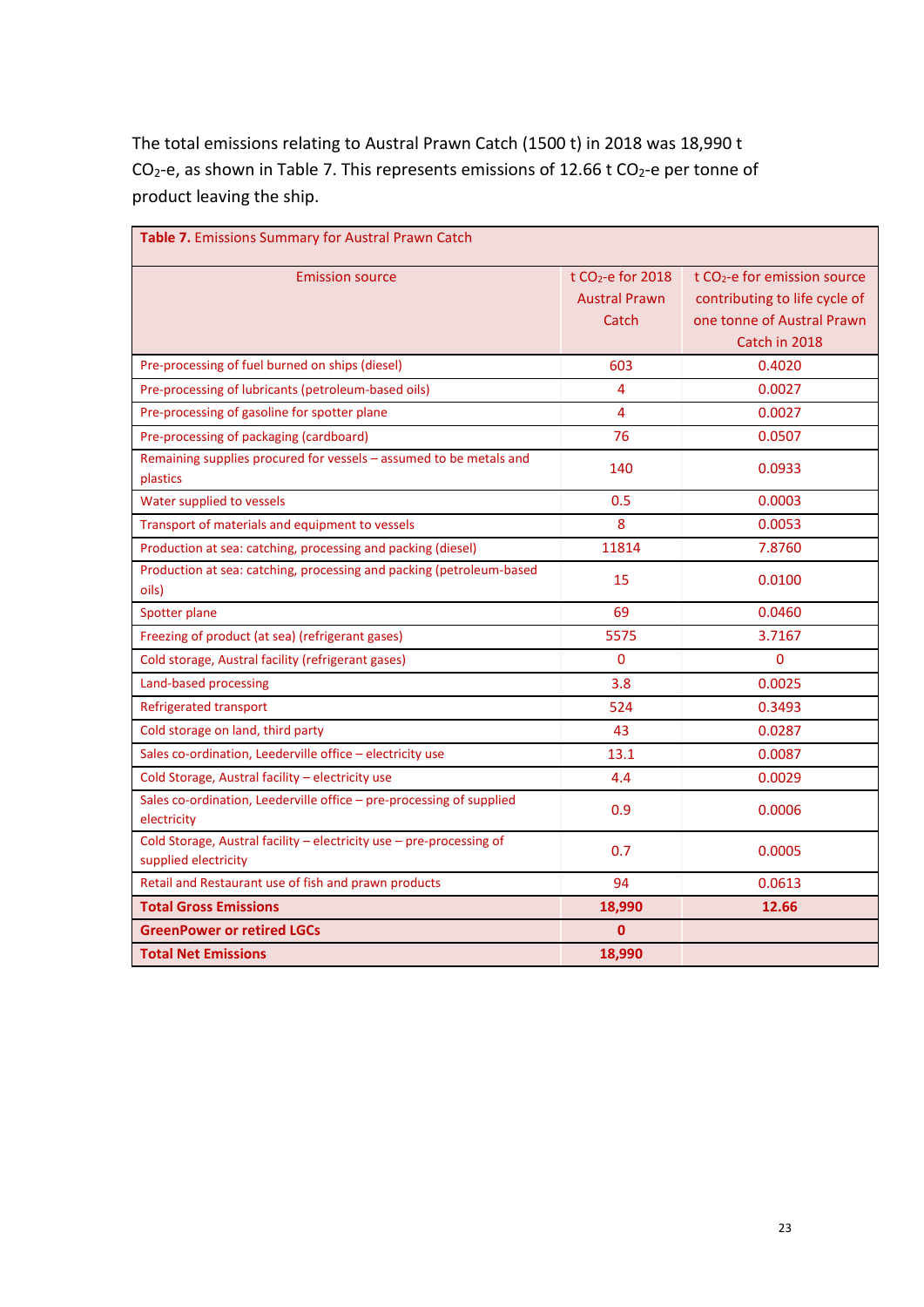The total emissions relating to Austral Prawn Catch (1500 t) in 2018 was 18,990 t $CO_2$-e, as shown in Table 7. This represents emissions of 12.66 t $CO_2$-e per tonne of product leaving the ship.

**Table 7.** Emissions Summary for Austral Prawn Catch

| Emission source | t $CO_2$-e for 2018 Austral Prawn Catch | t $CO_2$-e for emission source contributing to life cycle of one tonne of Austral Prawn Catch in 2018 |
|---|---|---|
| Pre-processing of fuel burned on ships (diesel) | 603 | 0.4020 |
| Pre-processing of lubricants (petroleum-based oils) | 4 | 0.0027 |
| Pre-processing of gasoline for spotter plane | 4 | 0.0027 |
| Pre-processing of packaging (cardboard) | 76 | 0.0507 |
| Remaining supplies procured for vessels – assumed to be metals and plastics | 140 | 0.0933 |
| Water supplied to vessels | 0.5 | 0.0003 |
| Transport of materials and equipment to vessels | 8 | 0.0053 |
| Production at sea: catching, processing and packing (diesel) | 11814 | 7.8760 |
| Production at sea: catching, processing and packing (petroleum-based oils) | 15 | 0.0100 |
| Spotter plane | 69 | 0.0460 |
| Freezing of product (at sea) (refrigerant gases) | 5575 | 3.7167 |
| Cold storage, Austral facility (refrigerant gases) | 0 | 0 |
| Land-based processing | 3.8 | 0.0025 |
| Refrigerated transport | 524 | 0.3493 |
| Cold storage on land, third party | 43 | 0.0287 |
| Sales co-ordination, Leederville office – electricity use | 13.1 | 0.0087 |
| Cold Storage, Austral facility – electricity use | 4.4 | 0.0029 |
| Sales co-ordination, Leederville office – pre-processing of supplied electricity | 0.9 | 0.0006 |
| Cold Storage, Austral facility – electricity use – pre-processing of supplied electricity | 0.7 | 0.0005 |
| Retail and Restaurant use of fish and prawn products | 94 | 0.0613 |
| **Total Gross Emissions** | **18,990** | **12.66** |
| **GreenPower or retired LGCs** | **0** | |
| **Total Net Emissions** | **18,990** | |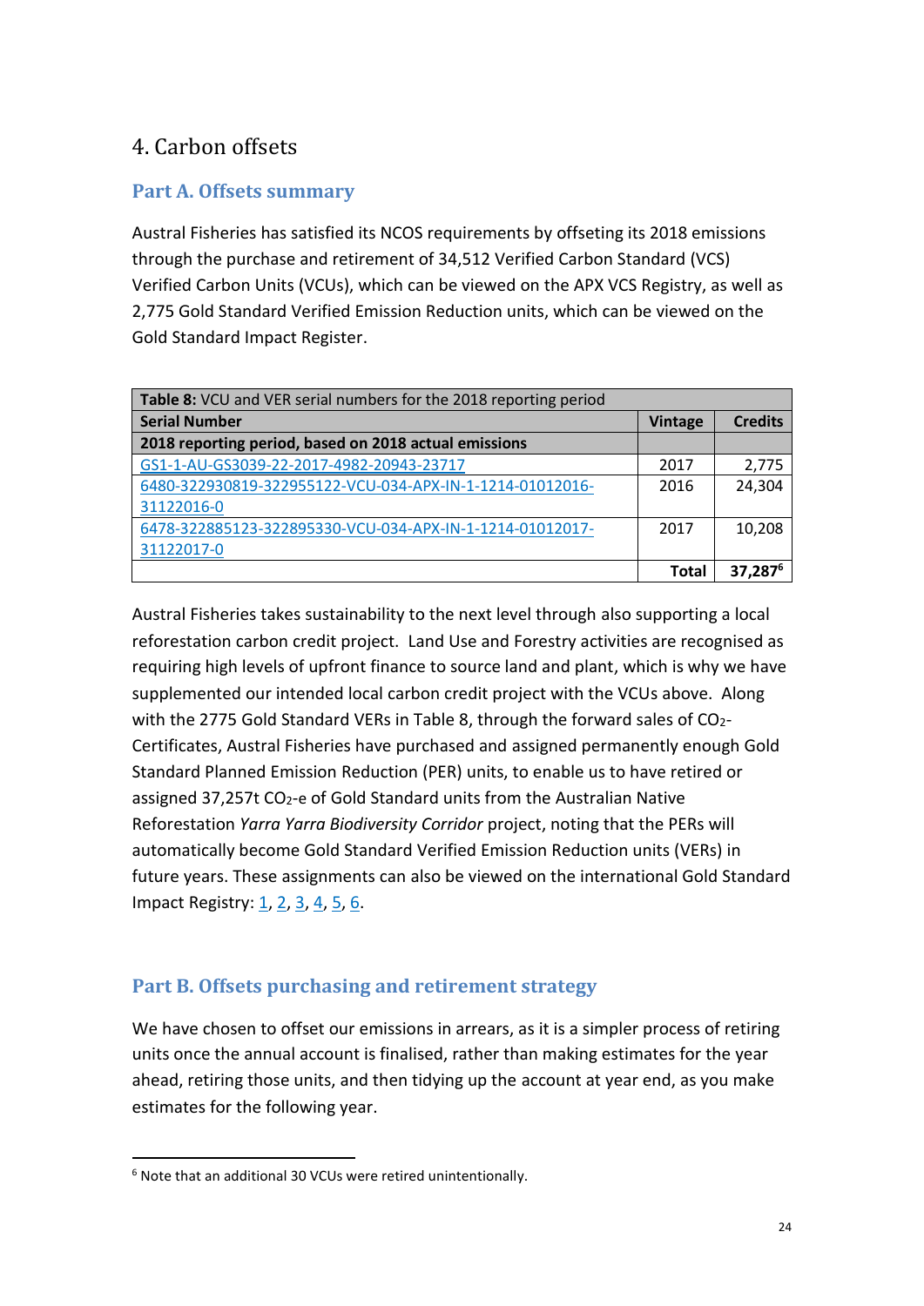## 4. Carbon offsets

### Part A. Offsets summary

Austral Fisheries has satisfied its NCOS requirements by offseting its 2018 emissions through the purchase and retirement of 34,512 Verified Carbon Standard (VCS) Verified Carbon Units (VCUs), which can be viewed on the APX VCS Registry, as well as 2,775 Gold Standard Verified Emission Reduction units, which can be viewed on the Gold Standard Impact Register.

| **Table 8:** VCU and VER serial numbers for the 2018 reporting period | | |
|---|---|---|
| **Serial Number** | **Vintage** | **Credits** |
| **2018 reporting period, based on 2018 actual emissions** | | |
| GS1-1-AU-GS3039-22-2017-4982-20943-23717 | 2017 | 2,775 |
| 6480-322930819-322955122-VCU-034-APX-IN-1-1214-01012016-31122016-0 | 2016 | 24,304 |
| 6478-322885123-322895330-VCU-034-APX-IN-1-1214-01012017-31122017-0 | 2017 | 10,208 |
| | **Total** | **37,287**[6] |

Austral Fisheries takes sustainability to the next level through also supporting a local reforestation carbon credit project. Land Use and Forestry activities are recognised as requiring high levels of upfront finance to source land and plant, which is why we have supplemented our intended local carbon credit project with the VCUs above. Along with the 2775 Gold Standard VERs in Table 8, through the forward sales of $CO_2$-Certificates, Austral Fisheries have purchased and assigned permanently enough Gold Standard Planned Emission Reduction (PER) units, to enable us to have retired or assigned 37,257t $CO_2$-e of Gold Standard units from the Australian Native Reforestation *Yarra Yarra Biodiversity Corridor* project, noting that the PERs will automatically become Gold Standard Verified Emission Reduction units (VERs) in future years. These assignments can also be viewed on the international Gold Standard Impact Registry: 1, 2, 3, 4, 5, 6.

### Part B. Offsets purchasing and retirement strategy

We have chosen to offset our emissions in arrears, as it is a simpler process of retiring units once the annual account is finalised, rather than making estimates for the year ahead, retiring those units, and then tidying up the account at year end, as you make estimates for the following year.

[6] Note that an additional 30 VCUs were retired unintentionally.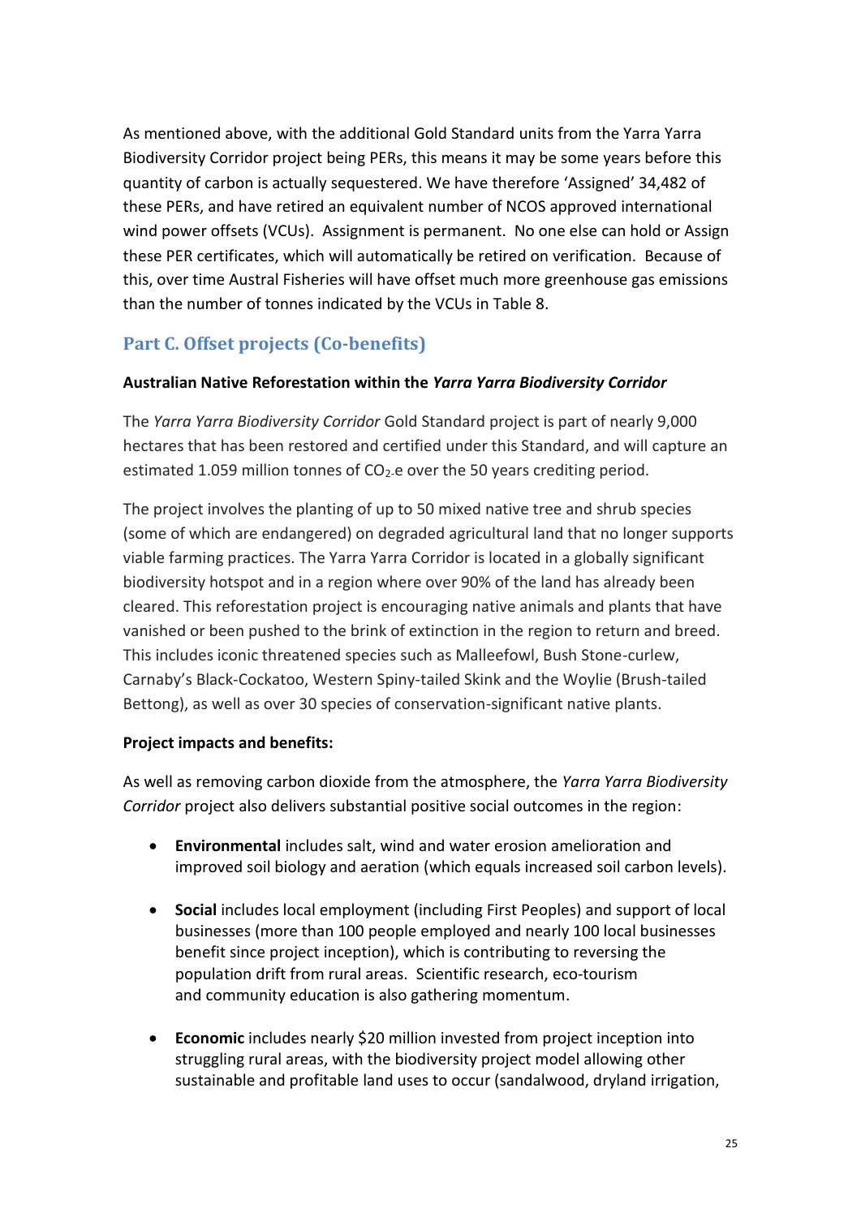As mentioned above, with the additional Gold Standard units from the Yarra Yarra Biodiversity Corridor project being PERs, this means it may be some years before this quantity of carbon is actually sequestered. We have therefore 'Assigned' 34,482 of these PERs, and have retired an equivalent number of NCOS approved international wind power offsets (VCUs). Assignment is permanent. No one else can hold or Assign these PER certificates, which will automatically be retired on verification. Because of this, over time Austral Fisheries will have offset much more greenhouse gas emissions than the number of tonnes indicated by the VCUs in Table 8.

## Part C. Offset projects (Co-benefits)

**Australian Native Reforestation within the *Yarra Yarra Biodiversity Corridor***

The *Yarra Yarra Biodiversity Corridor* Gold Standard project is part of nearly 9,000 hectares that has been restored and certified under this Standard, and will capture an estimated 1.059 million tonnes of $CO_2$-e over the 50 years crediting period.

The project involves the planting of up to 50 mixed native tree and shrub species (some of which are endangered) on degraded agricultural land that no longer supports viable farming practices. The Yarra Yarra Corridor is located in a globally significant biodiversity hotspot and in a region where over 90% of the land has already been cleared. This reforestation project is encouraging native animals and plants that have vanished or been pushed to the brink of extinction in the region to return and breed. This includes iconic threatened species such as Malleefowl, Bush Stone-curlew, Carnaby's Black-Cockatoo, Western Spiny-tailed Skink and the Woylie (Brush-tailed Bettong), as well as over 30 species of conservation-significant native plants.

**Project impacts and benefits:**

As well as removing carbon dioxide from the atmosphere, the *Yarra Yarra Biodiversity Corridor* project also delivers substantial positive social outcomes in the region:

- **Environmental** includes salt, wind and water erosion amelioration and improved soil biology and aeration (which equals increased soil carbon levels).
- **Social** includes local employment (including First Peoples) and support of local businesses (more than 100 people employed and nearly 100 local businesses benefit since project inception), which is contributing to reversing the population drift from rural areas. Scientific research, eco-tourism and community education is also gathering momentum.
- **Economic** includes nearly $20 million invested from project inception into struggling rural areas, with the biodiversity project model allowing other sustainable and profitable land uses to occur (sandalwood, dryland irrigation,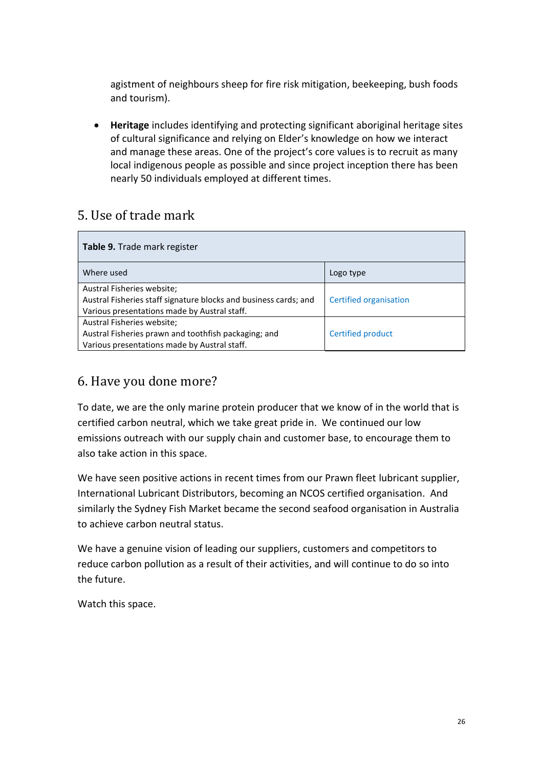agistment of neighbours sheep for fire risk mitigation, beekeeping, bush foods and tourism).

- **Heritage** includes identifying and protecting significant aboriginal heritage sites of cultural significance and relying on Elder's knowledge on how we interact and manage these areas. One of the project's core values is to recruit as many local indigenous people as possible and since project inception there has been nearly 50 individuals employed at different times.

## 5. Use of trade mark

**Table 9.** Trade mark register

| Where used | Logo type |
|---|---|
| Austral Fisheries website;<br>Austral Fisheries staff signature blocks and business cards; and<br>Various presentations made by Austral staff. | Certified organisation |
| Austral Fisheries website;<br>Austral Fisheries prawn and toothfish packaging; and<br>Various presentations made by Austral staff. | Certified product |

## 6. Have you done more?

To date, we are the only marine protein producer that we know of in the world that is certified carbon neutral, which we take great pride in. We continued our low emissions outreach with our supply chain and customer base, to encourage them to also take action in this space.

We have seen positive actions in recent times from our Prawn fleet lubricant supplier, International Lubricant Distributors, becoming an NCOS certified organisation. And similarly the Sydney Fish Market became the second seafood organisation in Australia to achieve carbon neutral status.

We have a genuine vision of leading our suppliers, customers and competitors to reduce carbon pollution as a result of their activities, and will continue to do so into the future.

Watch this space.